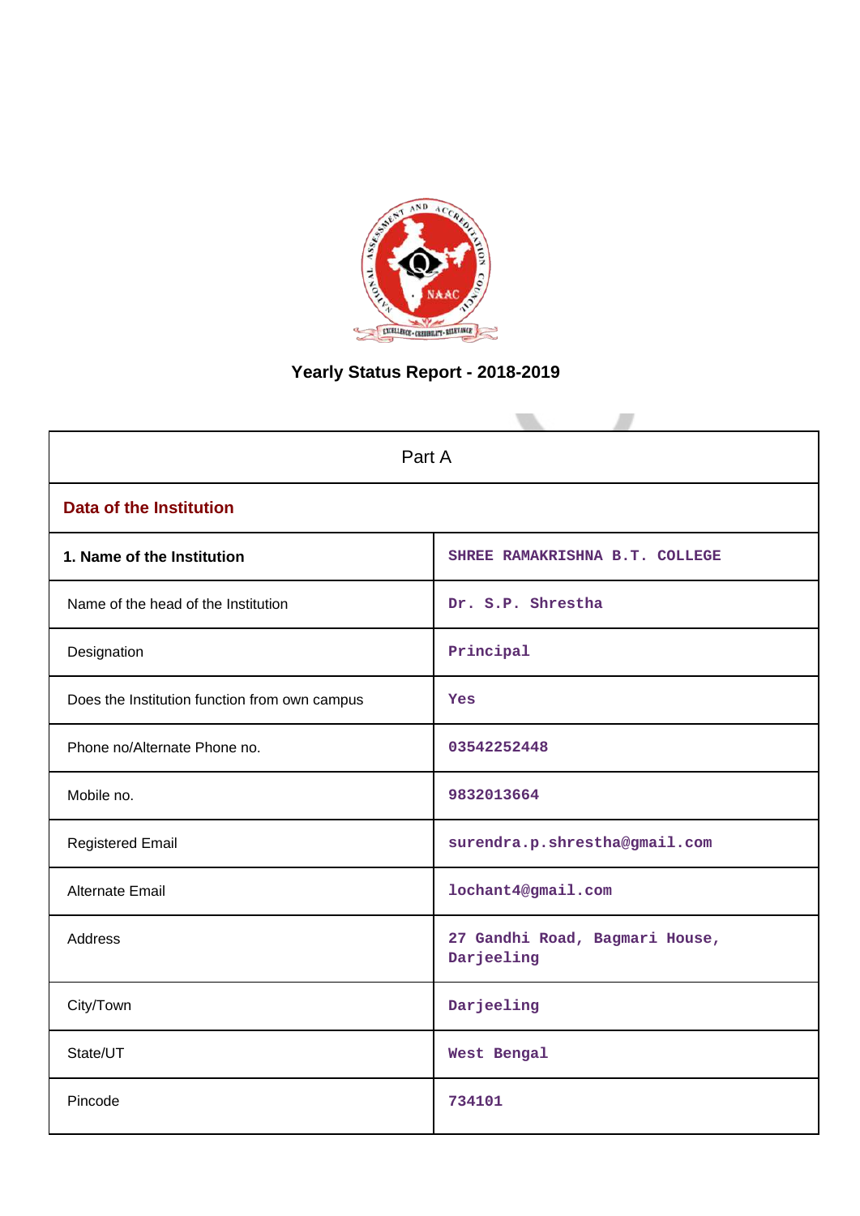# Yearly Status Report - 2018-2019

| Part A | |
|---|---|
| **Data of the Institution** | |
| **1. Name of the Institution** | SHREE RAMAKRISHNA B.T. COLLEGE |
| Name of the head of the Institution | Dr. S.P. Shrestha |
| Designation | Principal |
| Does the Institution function from own campus | Yes |
| Phone no/Alternate Phone no. | 03542252448 |
| Mobile no. | 9832013664 |
| Registered Email | surendra.p.shrestha@gmail.com |
| Alternate Email | lochant4@gmail.com |
| Address | 27 Gandhi Road, Bagmari House, Darjeeling |
| City/Town | Darjeeling |
| State/UT | West Bengal |
| Pincode | 734101 |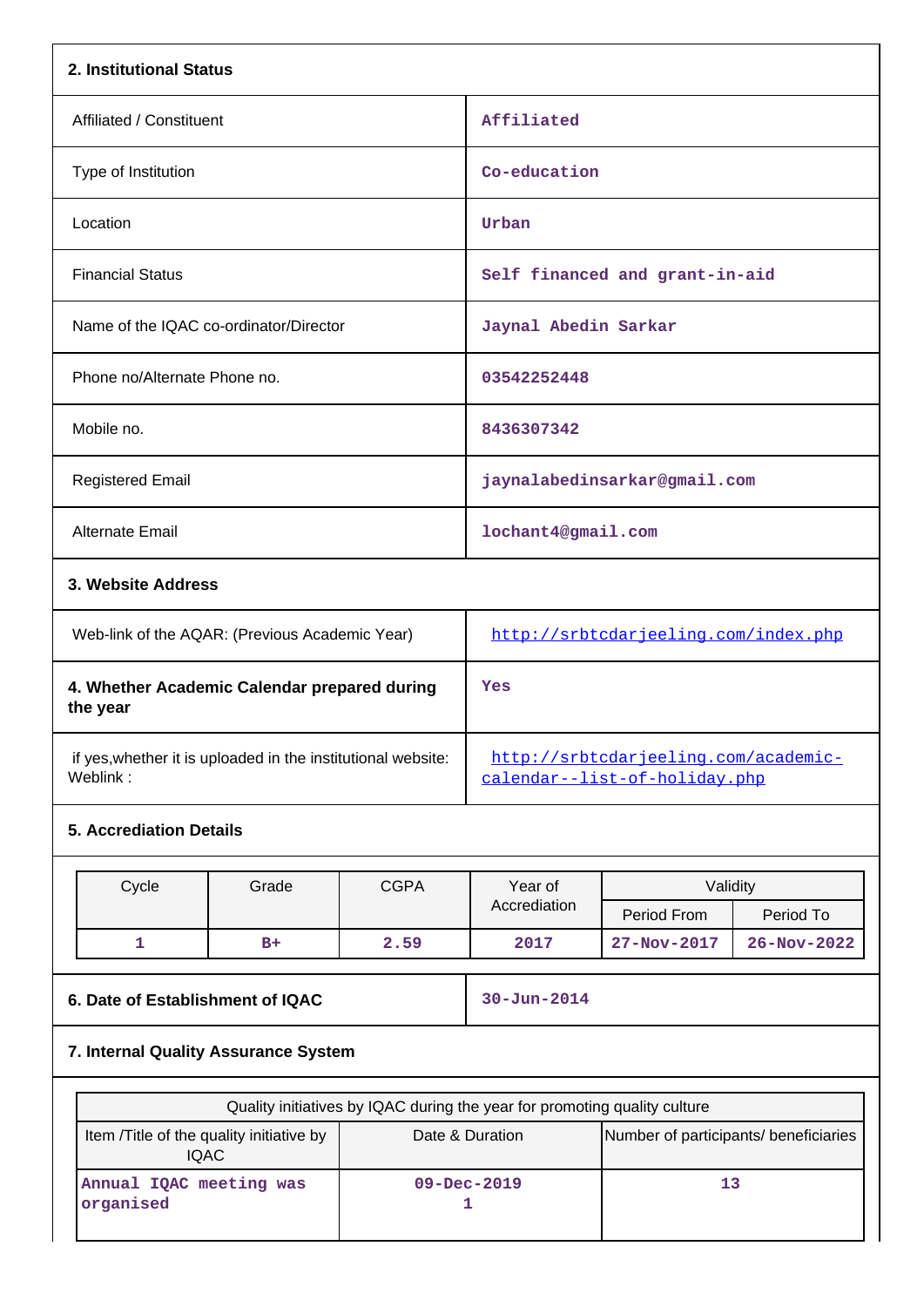## 2. Institutional Status

| | |
|---|---|
| Affiliated / Constituent | Affiliated |
| Type of Institution | Co-education |
| Location | Urban |
| Financial Status | Self financed and grant-in-aid |
| Name of the IQAC co-ordinator/Director | Jaynal Abedin Sarkar |
| Phone no/Alternate Phone no. | 03542252448 |
| Mobile no. | 8436307342 |
| Registered Email | jaynalabedinsarkar@gmail.com |
| Alternate Email | lochant4@gmail.com |

## 3. Website Address

| | |
|---|---|
| Web-link of the AQAR: (Previous Academic Year) | http://srbtcdarjeeling.com/index.php |
| **4. Whether Academic Calendar prepared during the year** | Yes |
| if yes,whether it is uploaded in the institutional website: Weblink : | http://srbtcdarjeeling.com/academic-calendar--list-of-holiday.php |

## 5. Accreditation Details

| Cycle | Grade | CGPA | Year of Accrediation | Validity | |
|---|---|---|---|---|---|
| | | | | Period From | Period To |
| 1 | B+ | 2.59 | 2017 | 27-Nov-2017 | 26-Nov-2022 |

| | |
|---|---|
| **6. Date of Establishment of IQAC** | 30-Jun-2014 |

## 7. Internal Quality Assurance System

| Quality initiatives by IQAC during the year for promoting quality culture | | |
|---|---|---|
| Item /Title of the quality initiative by IQAC | Date & Duration | Number of participants/ beneficiaries |
| Annual IQAC meeting was organised | 09-Dec-2019<br>1 | 13 |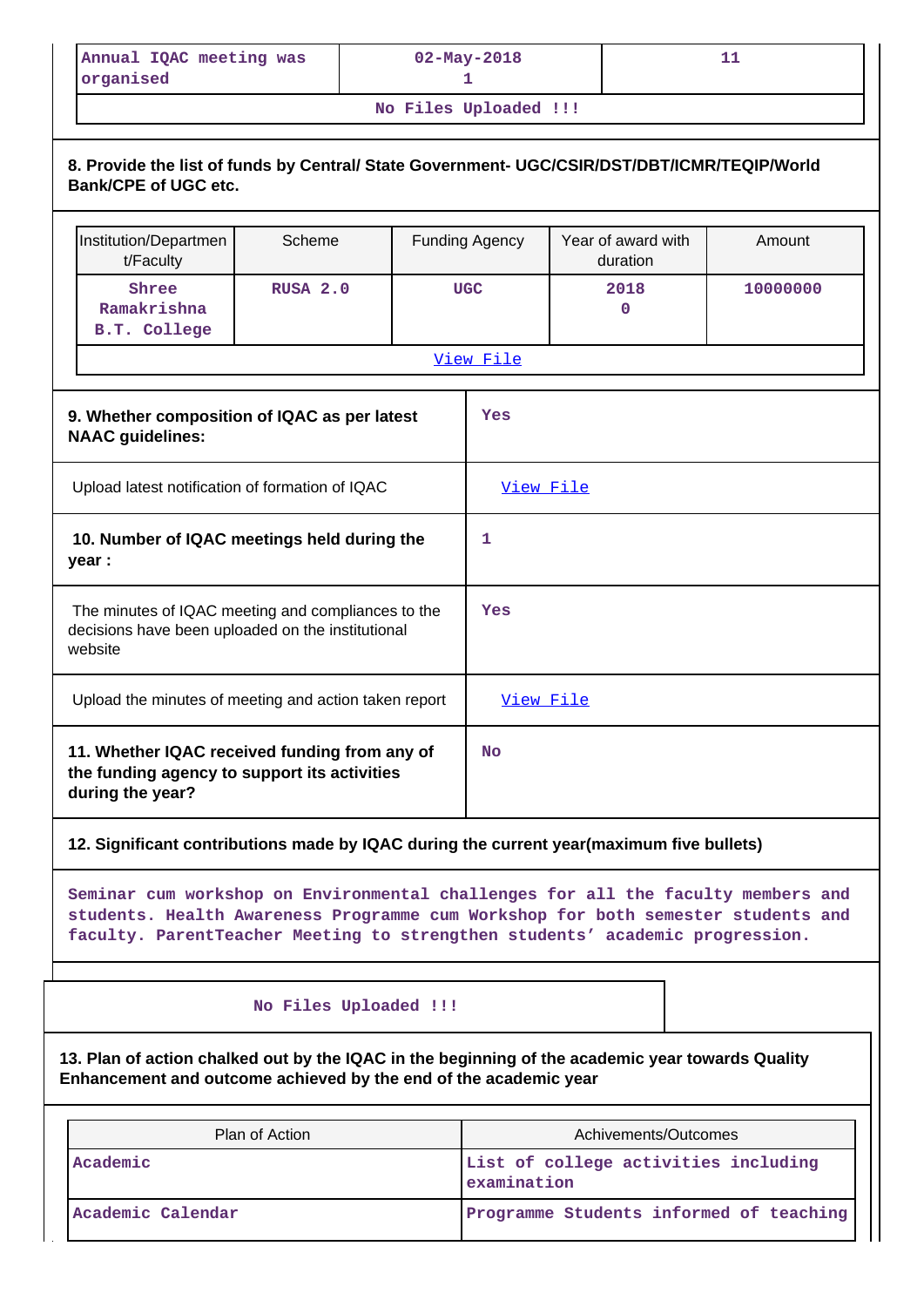| Annual IQAC meeting was organised | 02-May-2018 1 | 11 |
|---|---|---|
| No Files Uploaded !!! | | |

**8. Provide the list of funds by Central/ State Government- UGC/CSIR/DST/DBT/ICMR/TEQIP/World Bank/CPE of UGC etc.**

| Institution/Department/Faculty | Scheme | Funding Agency | Year of award with duration | Amount |
|---|---|---|---|---|
| Shree Ramakrishna B.T. College | RUSA 2.0 | UGC | 2018 0 | 10000000 |
| View File | | | | |

| | |
|---|---|
| **9. Whether composition of IQAC as per latest NAAC guidelines:** | Yes |
| Upload latest notification of formation of IQAC | View File |
| **10. Number of IQAC meetings held during the year :** | 1 |
| The minutes of IQAC meeting and compliances to the decisions have been uploaded on the institutional website | Yes |
| Upload the minutes of meeting and action taken report | View File |
| **11. Whether IQAC received funding from any of the funding agency to support its activities during the year?** | No |

**12. Significant contributions made by IQAC during the current year(maximum five bullets)**

Seminar cum workshop on Environmental challenges for all the faculty members and students. Health Awareness Programme cum Workshop for both semester students and faculty. ParentTeacher Meeting to strengthen students' academic progression.

No Files Uploaded !!!

**13. Plan of action chalked out by the IQAC in the beginning of the academic year towards Quality Enhancement and outcome achieved by the end of the academic year**

| Plan of Action | Achivements/Outcomes |
|---|---|
| Academic | List of college activities including examination |
| Academic Calendar | Programme Students informed of teaching |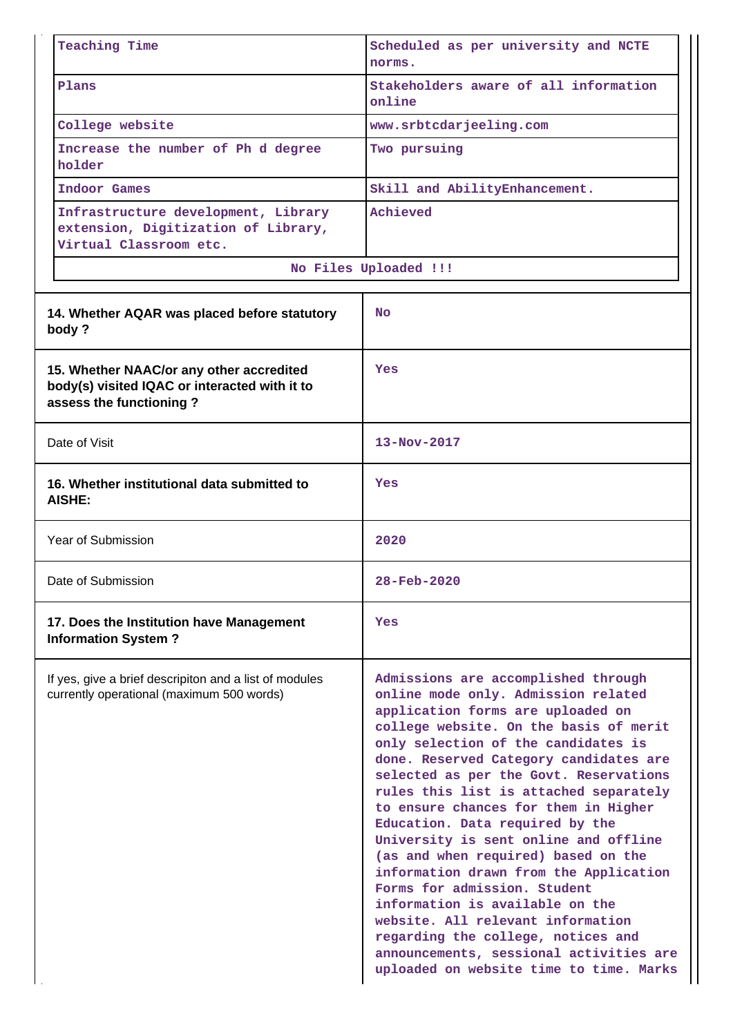| | |
|---|---|
| Teaching Time | Scheduled as per university and NCTE norms. |
| Plans | Stakeholders aware of all information online |
| College website | www.srbtcdarjeeling.com |
| Increase the number of Ph d degree holder | Two pursuing |
| Indoor Games | Skill and AbilityEnhancement. |
| Infrastructure development, Library extension, Digitization of Library, Virtual Classroom etc. | Achieved |

No Files Uploaded !!!

| | |
|---|---|
| **14. Whether AQAR was placed before statutory body ?** | No |
| **15. Whether NAAC/or any other accredited body(s) visited IQAC or interacted with it to assess the functioning ?** | Yes |
| Date of Visit | 13-Nov-2017 |
| **16. Whether institutional data submitted to AISHE:** | Yes |
| Year of Submission | 2020 |
| Date of Submission | 28-Feb-2020 |
| **17. Does the Institution have Management Information System ?** | Yes |
| If yes, give a brief descripiton and a list of modules currently operational (maximum 500 words) | Admissions are accomplished through online mode only. Admission related application forms are uploaded on college website. On the basis of merit only selection of the candidates is done. Reserved Category candidates are selected as per the Govt. Reservations rules this list is attached separately to ensure chances for them in Higher Education. Data required by the University is sent online and offline (as and when required) based on the information drawn from the Application Forms for admission. Student information is available on the website. All relevant information regarding the college, notices and announcements, sessional activities are uploaded on website time to time. Marks |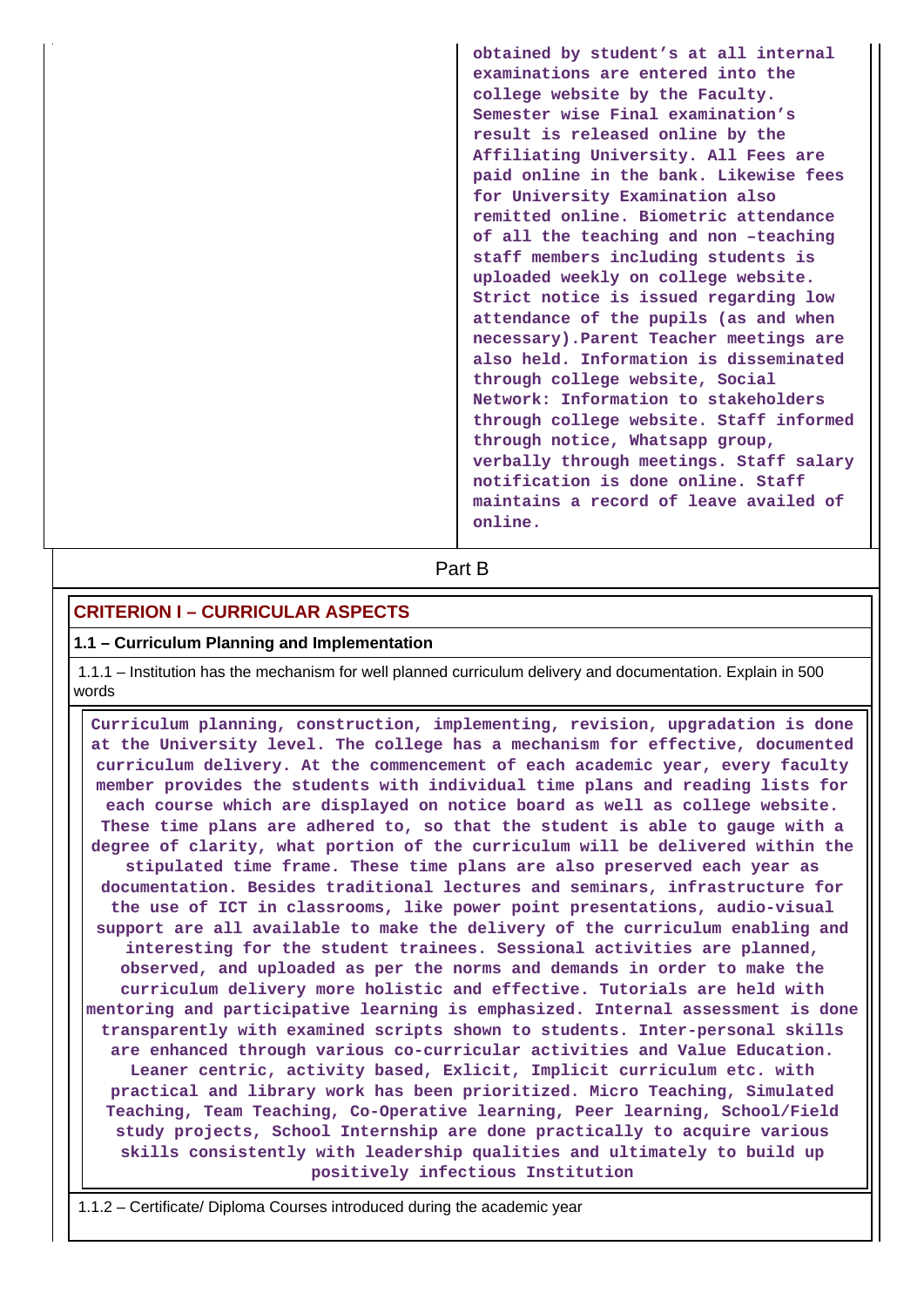| | obtained by student's at all internal examinations are entered into the college website by the Faculty. Semester wise Final examination's result is released online by the Affiliating University. All Fees are paid online in the bank. Likewise fees for University Examination also remitted online. Biometric attendance of all the teaching and non –teaching staff members including students is uploaded weekly on college website. Strict notice is issued regarding low attendance of the pupils (as and when necessary).Parent Teacher meetings are also held. Information is disseminated through college website, Social Network: Information to stakeholders through college website. Staff informed through notice, Whatsapp group, verbally through meetings. Staff salary notification is done online. Staff maintains a record of leave availed of online. |
|---|---|

## Part B

### CRITERION I – CURRICULAR ASPECTS

#### 1.1 – Curriculum Planning and Implementation

1.1.1 – Institution has the mechanism for well planned curriculum delivery and documentation. Explain in 500 words

**Curriculum planning, construction, implementing, revision, upgradation is done at the University level. The college has a mechanism for effective, documented curriculum delivery. At the commencement of each academic year, every faculty member provides the students with individual time plans and reading lists for each course which are displayed on notice board as well as college website. These time plans are adhered to, so that the student is able to gauge with a degree of clarity, what portion of the curriculum will be delivered within the stipulated time frame. These time plans are also preserved each year as documentation. Besides traditional lectures and seminars, infrastructure for the use of ICT in classrooms, like power point presentations, audio-visual support are all available to make the delivery of the curriculum enabling and interesting for the student trainees. Sessional activities are planned, observed, and uploaded as per the norms and demands in order to make the curriculum delivery more holistic and effective. Tutorials are held with mentoring and participative learning is emphasized. Internal assessment is done transparently with examined scripts shown to students. Inter-personal skills are enhanced through various co-curricular activities and Value Education. Leaner centric, activity based, Exlicit, Implicit curriculum etc. with practical and library work has been prioritized. Micro Teaching, Simulated Teaching, Team Teaching, Co-Operative learning, Peer learning, School/Field study projects, School Internship are done practically to acquire various skills consistently with leadership qualities and ultimately to build up positively infectious Institution**

1.1.2 – Certificate/ Diploma Courses introduced during the academic year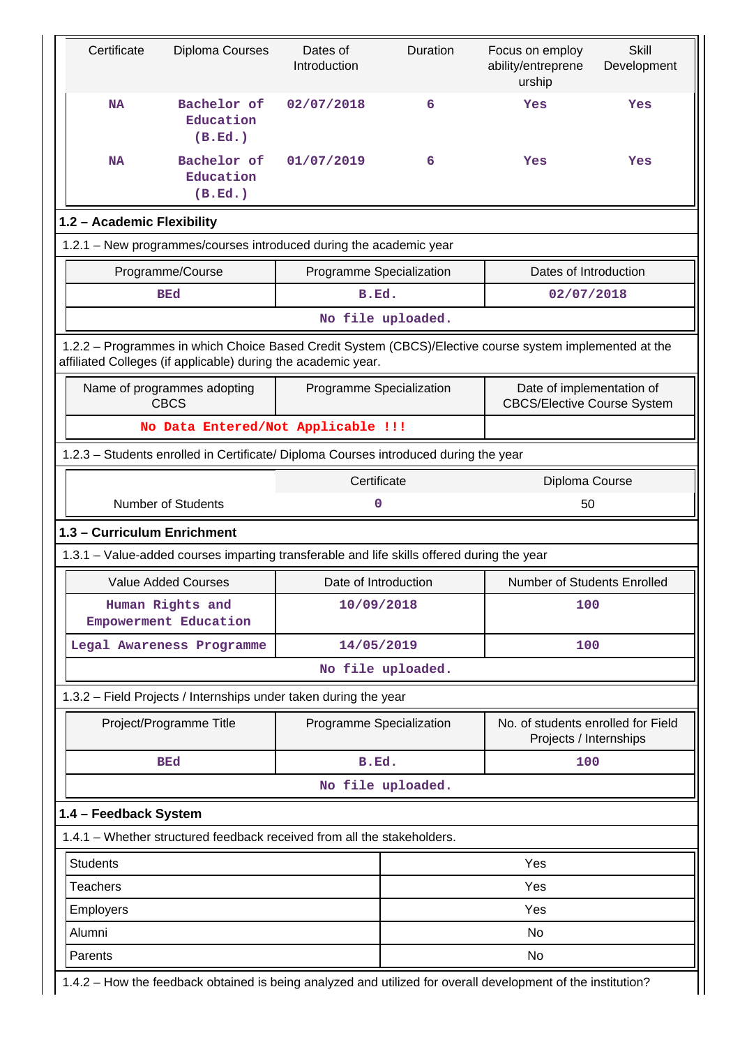| Certificate | Diploma Courses | Dates of Introduction | Duration | Focus on employ ability/entrepreneurship | Skill Development |
|---|---|---|---|---|---|
| NA | Bachelor of Education (B.Ed.) | 02/07/2018 | 6 | Yes | Yes |
| NA | Bachelor of Education (B.Ed.) | 01/07/2019 | 6 | Yes | Yes |

## 1.2 – Academic Flexibility

1.2.1 – New programmes/courses introduced during the academic year

| Programme/Course | Programme Specialization | Dates of Introduction |
|---|---|---|
| BEd | B.Ed. | 02/07/2018 |
| No file uploaded. | | |

1.2.2 – Programmes in which Choice Based Credit System (CBCS)/Elective course system implemented at the affiliated Colleges (if applicable) during the academic year.

| Name of programmes adopting CBCS | Programme Specialization | Date of implementation of CBCS/Elective Course System |
|---|---|---|
| No Data Entered/Not Applicable !!! | | |

1.2.3 – Students enrolled in Certificate/ Diploma Courses introduced during the year

| | Certificate | Diploma Course |
|---|---|---|
| Number of Students | 0 | 50 |

## 1.3 – Curriculum Enrichment

1.3.1 – Value-added courses imparting transferable and life skills offered during the year

| Value Added Courses | Date of Introduction | Number of Students Enrolled |
|---|---|---|
| Human Rights and Empowerment Education | 10/09/2018 | 100 |
| Legal Awareness Programme | 14/05/2019 | 100 |
| No file uploaded. | | |

1.3.2 – Field Projects / Internships under taken during the year

| Project/Programme Title | Programme Specialization | No. of students enrolled for Field Projects / Internships |
|---|---|---|
| BEd | B.Ed. | 100 |
| No file uploaded. | | |

## 1.4 – Feedback System

1.4.1 – Whether structured feedback received from all the stakeholders.

| | |
|---|---|
| Students | Yes |
| Teachers | Yes |
| Employers | Yes |
| Alumni | No |
| Parents | No |

1.4.2 – How the feedback obtained is being analyzed and utilized for overall development of the institution?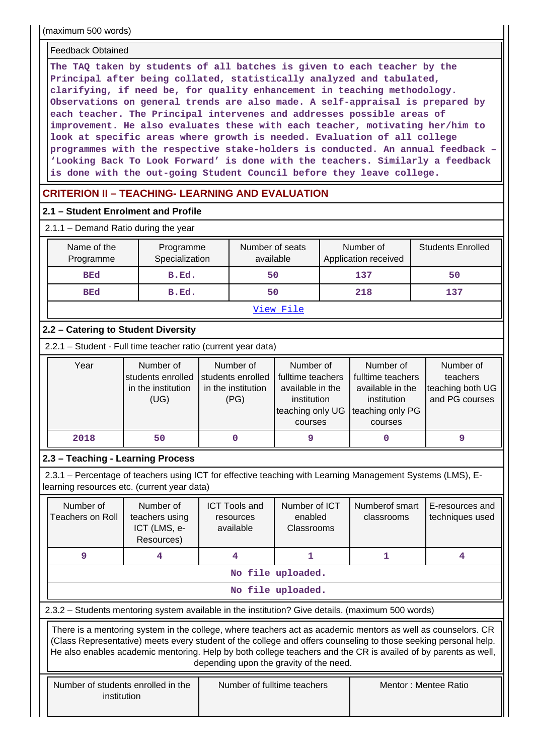(maximum 500 words)

| Feedback Obtained |
|---|
| The TAQ taken by students of all batches is given to each teacher by the Principal after being collated, statistically analyzed and tabulated, clarifying, if need be, for quality enhancement in teaching methodology. Observations on general trends are also made. A self-appraisal is prepared by each teacher. The Principal intervenes and addresses possible areas of improvement. He also evaluates these with each teacher, motivating her/him to look at specific areas where growth is needed. Evaluation of all college programmes with the respective stake-holders is conducted. An annual feedback – 'Looking Back To Look Forward' is done with the teachers. Similarly a feedback is done with the out-going Student Council before they leave college. |

## CRITERION II – TEACHING- LEARNING AND EVALUATION

### 2.1 – Student Enrolment and Profile

2.1.1 – Demand Ratio during the year

| Name of the Programme | Programme Specialization | Number of seats available | Number of Application received | Students Enrolled |
|---|---|---|---|---|
| BEd | B.Ed. | 50 | 137 | 50 |
| BEd | B.Ed. | 50 | 218 | 137 |
| View File | | | | |

### 2.2 – Catering to Student Diversity

2.2.1 – Student - Full time teacher ratio (current year data)

| Year | Number of students enrolled in the institution (UG) | Number of students enrolled in the institution (PG) | Number of fulltime teachers available in the institution teaching only UG courses | Number of fulltime teachers available in the institution teaching only PG courses | Number of teachers teaching both UG and PG courses |
|---|---|---|---|---|---|
| 2018 | 50 | 0 | 9 | 0 | 9 |

### 2.3 – Teaching - Learning Process

2.3.1 – Percentage of teachers using ICT for effective teaching with Learning Management Systems (LMS), E-learning resources etc. (current year data)

| Number of Teachers on Roll | Number of teachers using ICT (LMS, e-Resources) | ICT Tools and resources available | Number of ICT enabled Classrooms | Numberof smart classrooms | E-resources and techniques used |
|---|---|---|---|---|---|
| 9 | 4 | 4 | 1 | 1 | 4 |
| No file uploaded. | | | | | |
| No file uploaded. | | | | | |

2.3.2 – Students mentoring system available in the institution? Give details. (maximum 500 words)

There is a mentoring system in the college, where teachers act as academic mentors as well as counselors. CR (Class Representative) meets every student of the college and offers counseling to those seeking personal help. He also enables academic mentoring. Help by both college teachers and the CR is availed of by parents as well, depending upon the gravity of the need.

| Number of students enrolled in the institution | Number of fulltime teachers | Mentor : Mentee Ratio |
|---|---|---|
| | | |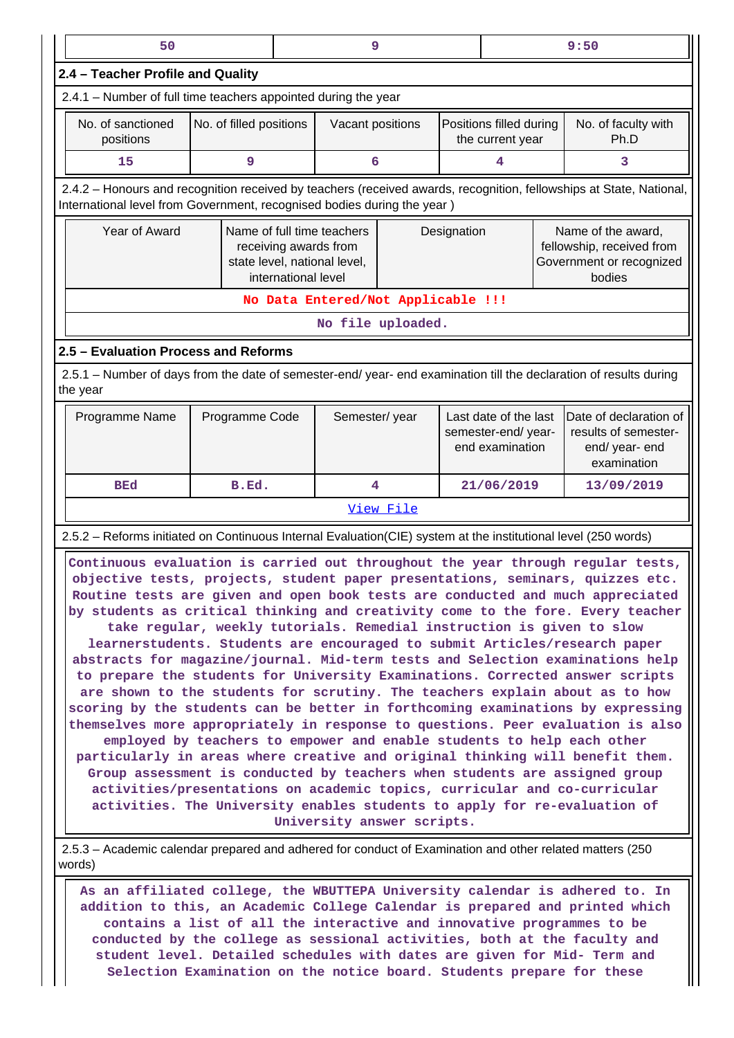| 50 | 9 | 9:50 |
|---|---|---|

## 2.4 – Teacher Profile and Quality

2.4.1 – Number of full time teachers appointed during the year

| No. of sanctioned positions | No. of filled positions | Vacant positions | Positions filled during the current year | No. of faculty with Ph.D |
|---|---|---|---|---|
| 15 | 9 | 6 | 4 | 3 |

2.4.2 – Honours and recognition received by teachers (received awards, recognition, fellowships at State, National, International level from Government, recognised bodies during the year )

| Year of Award | Name of full time teachers receiving awards from state level, national level, international level | Designation | Name of the award, fellowship, received from Government or recognized bodies |
|---|---|---|---|
| No Data Entered/Not Applicable !!! | | | |
| No file uploaded. | | | |

## 2.5 – Evaluation Process and Reforms

2.5.1 – Number of days from the date of semester-end/ year- end examination till the declaration of results during the year

| Programme Name | Programme Code | Semester/ year | Last date of the last semester-end/ year- end examination | Date of declaration of results of semester-end/ year- end examination |
|---|---|---|---|---|
| BEd | B.Ed. | 4 | 21/06/2019 | 13/09/2019 |
| View File | | | | |

2.5.2 – Reforms initiated on Continuous Internal Evaluation(CIE) system at the institutional level (250 words)

Continuous evaluation is carried out throughout the year through regular tests, objective tests, projects, student paper presentations, seminars, quizzes etc. Routine tests are given and open book tests are conducted and much appreciated by students as critical thinking and creativity come to the fore. Every teacher take regular, weekly tutorials. Remedial instruction is given to slow learnerstudents. Students are encouraged to submit Articles/research paper abstracts for magazine/journal. Mid-term tests and Selection examinations help to prepare the students for University Examinations. Corrected answer scripts are shown to the students for scrutiny. The teachers explain about as to how scoring by the students can be better in forthcoming examinations by expressing themselves more appropriately in response to questions. Peer evaluation is also employed by teachers to empower and enable students to help each other particularly in areas where creative and original thinking will benefit them. Group assessment is conducted by teachers when students are assigned group activities/presentations on academic topics, curricular and co-curricular activities. The University enables students to apply for re-evaluation of University answer scripts.

2.5.3 – Academic calendar prepared and adhered for conduct of Examination and other related matters (250 words)

As an affiliated college, the WBUTTEPA University calendar is adhered to. In addition to this, an Academic College Calendar is prepared and printed which contains a list of all the interactive and innovative programmes to be conducted by the college as sessional activities, both at the faculty and student level. Detailed schedules with dates are given for Mid- Term and Selection Examination on the notice board. Students prepare for these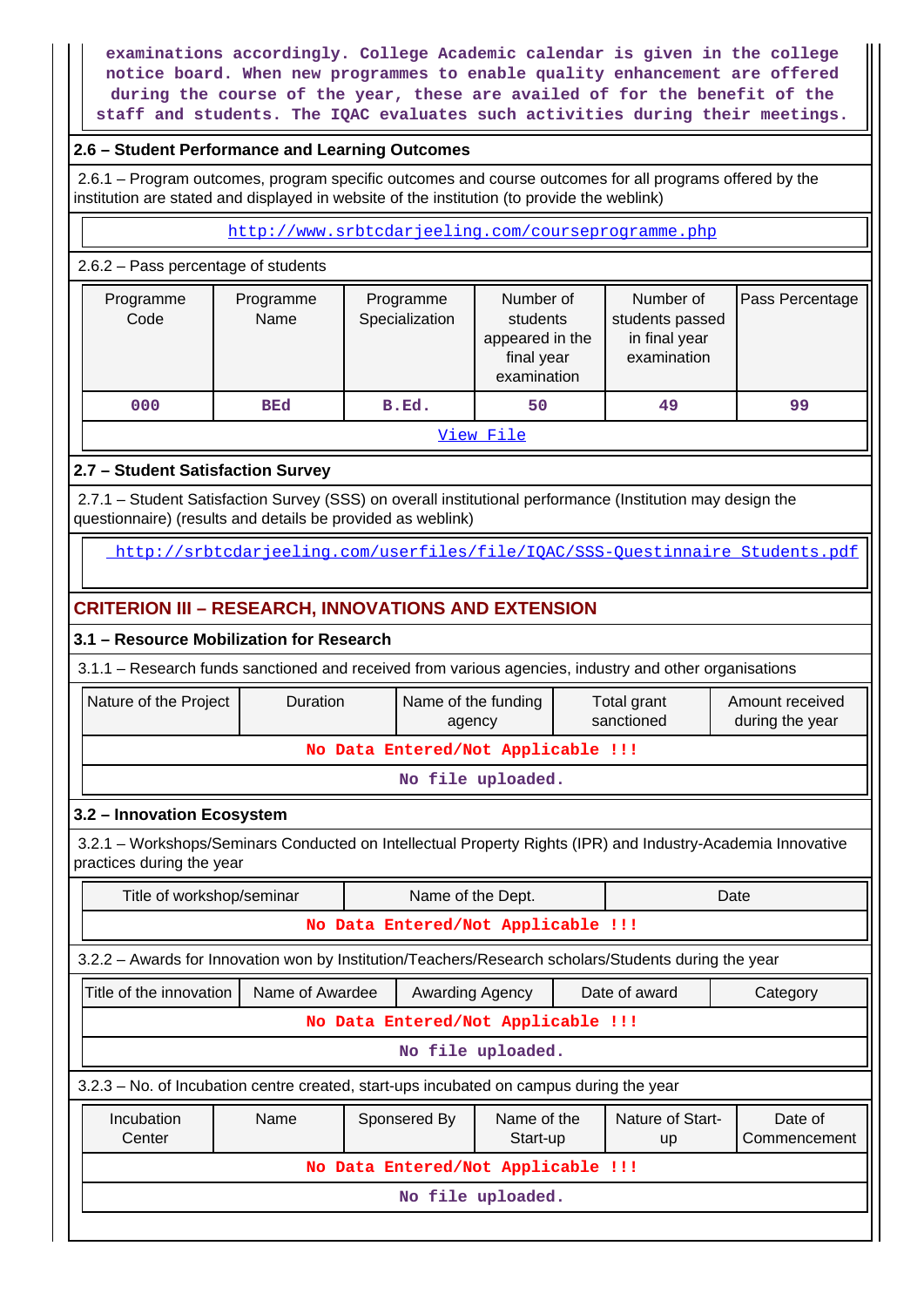examinations accordingly. College Academic calendar is given in the college notice board. When new programmes to enable quality enhancement are offered during the course of the year, these are availed of for the benefit of the staff and students. The IQAC evaluates such activities during their meetings.

### 2.6 – Student Performance and Learning Outcomes

2.6.1 – Program outcomes, program specific outcomes and course outcomes for all programs offered by the institution are stated and displayed in website of the institution (to provide the weblink)

http://www.srbtcdarjeeling.com/courseprogramme.php

2.6.2 – Pass percentage of students

| Programme Code | Programme Name | Programme Specialization | Number of students appeared in the final year examination | Number of students passed in final year examination | Pass Percentage |
|---|---|---|---|---|---|
| 000 | BEd | B.Ed. | 50 | 49 | 99 |

View File

### 2.7 – Student Satisfaction Survey

2.7.1 – Student Satisfaction Survey (SSS) on overall institutional performance (Institution may design the questionnaire) (results and details be provided as weblink)

http://srbtcdarjeeling.com/userfiles/file/IQAC/SSS-Questinnaire Students.pdf

## CRITERION III – RESEARCH, INNOVATIONS AND EXTENSION

### 3.1 – Resource Mobilization for Research

3.1.1 – Research funds sanctioned and received from various agencies, industry and other organisations

| Nature of the Project | Duration | Name of the funding agency | Total grant sanctioned | Amount received during the year |
|---|---|---|---|---|
| No Data Entered/Not Applicable !!! | | | | |

No file uploaded.

### 3.2 – Innovation Ecosystem

3.2.1 – Workshops/Seminars Conducted on Intellectual Property Rights (IPR) and Industry-Academia Innovative practices during the year

| Title of workshop/seminar | Name of the Dept. | Date |
|---|---|---|
| No Data Entered/Not Applicable !!! | | |

3.2.2 – Awards for Innovation won by Institution/Teachers/Research scholars/Students during the year

| Title of the innovation | Name of Awardee | Awarding Agency | Date of award | Category |
|---|---|---|---|---|
| No Data Entered/Not Applicable !!! | | | | |

No file uploaded.

3.2.3 – No. of Incubation centre created, start-ups incubated on campus during the year

| Incubation Center | Name | Sponsered By | Name of the Start-up | Nature of Start-up | Date of Commencement |
|---|---|---|---|---|---|
| No Data Entered/Not Applicable !!! | | | | | |

No file uploaded.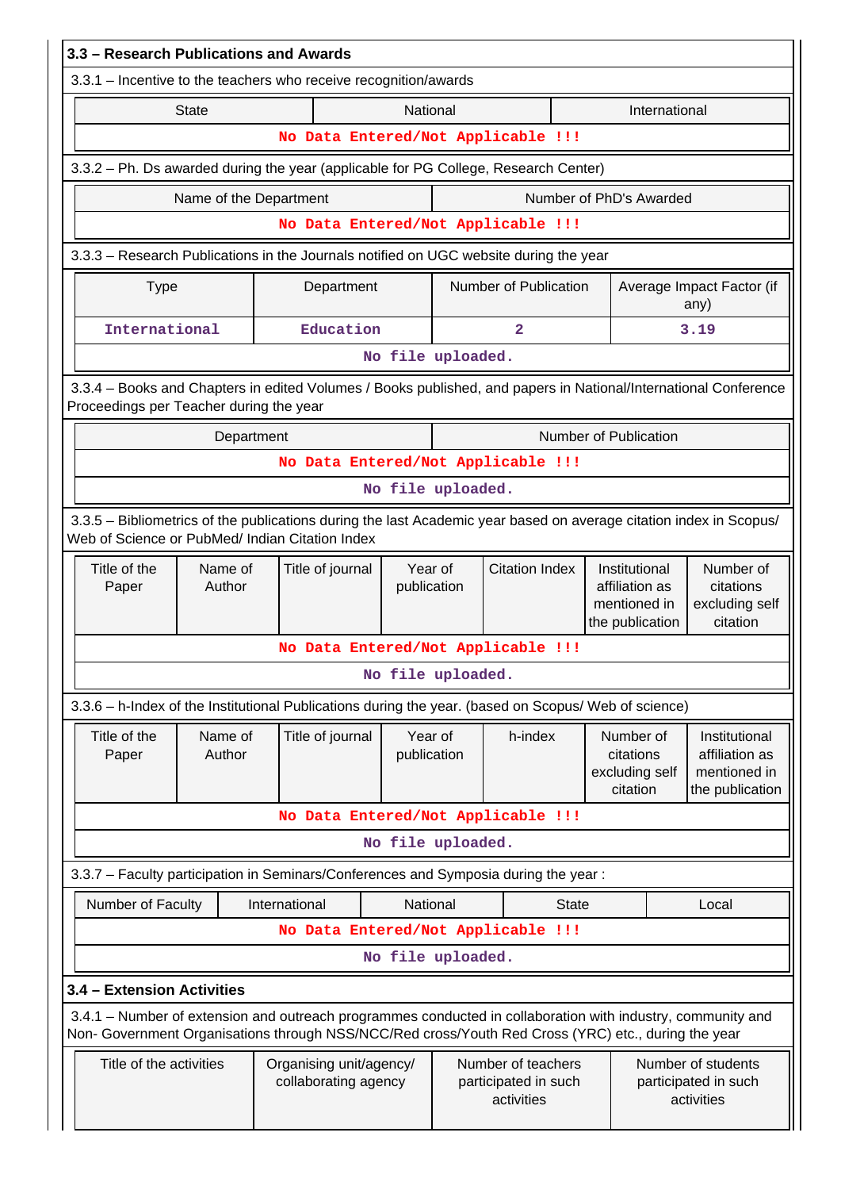## 3.3 – Research Publications and Awards

3.3.1 – Incentive to the teachers who receive recognition/awards

| State | National | International |
|---|---|---|
| No Data Entered/Not Applicable !!! | | |

3.3.2 – Ph. Ds awarded during the year (applicable for PG College, Research Center)

| Name of the Department | Number of PhD's Awarded |
|---|---|
| No Data Entered/Not Applicable !!! | |

3.3.3 – Research Publications in the Journals notified on UGC website during the year

| Type | Department | Number of Publication | Average Impact Factor (if any) |
|---|---|---|---|
| International | Education | 2 | 3.19 |
| No file uploaded. | | | |

3.3.4 – Books and Chapters in edited Volumes / Books published, and papers in National/International Conference Proceedings per Teacher during the year

| Department | Number of Publication |
|---|---|
| No Data Entered/Not Applicable !!! | |
| No file uploaded. | |

3.3.5 – Bibliometrics of the publications during the last Academic year based on average citation index in Scopus/ Web of Science or PubMed/ Indian Citation Index

| Title of the Paper | Name of Author | Title of journal | Year of publication | Citation Index | Institutional affiliation as mentioned in the publication | Number of citations excluding self citation |
|---|---|---|---|---|---|---|
| No Data Entered/Not Applicable !!! | | | | | | |
| No file uploaded. | | | | | | |

3.3.6 – h-Index of the Institutional Publications during the year. (based on Scopus/ Web of science)

| Title of the Paper | Name of Author | Title of journal | Year of publication | h-index | Number of citations excluding self citation | Institutional affiliation as mentioned in the publication |
|---|---|---|---|---|---|---|
| No Data Entered/Not Applicable !!! | | | | | | |
| No file uploaded. | | | | | | |

3.3.7 – Faculty participation in Seminars/Conferences and Symposia during the year :

| Number of Faculty | International | National | State | Local |
|---|---|---|---|---|
| No Data Entered/Not Applicable !!! | | | | |
| No file uploaded. | | | | |

## 3.4 – Extension Activities

3.4.1 – Number of extension and outreach programmes conducted in collaboration with industry, community and Non- Government Organisations through NSS/NCC/Red cross/Youth Red Cross (YRC) etc., during the year

| Title of the activities | Organising unit/agency/ collaborating agency | Number of teachers participated in such activities | Number of students participated in such activities |
|---|---|---|---|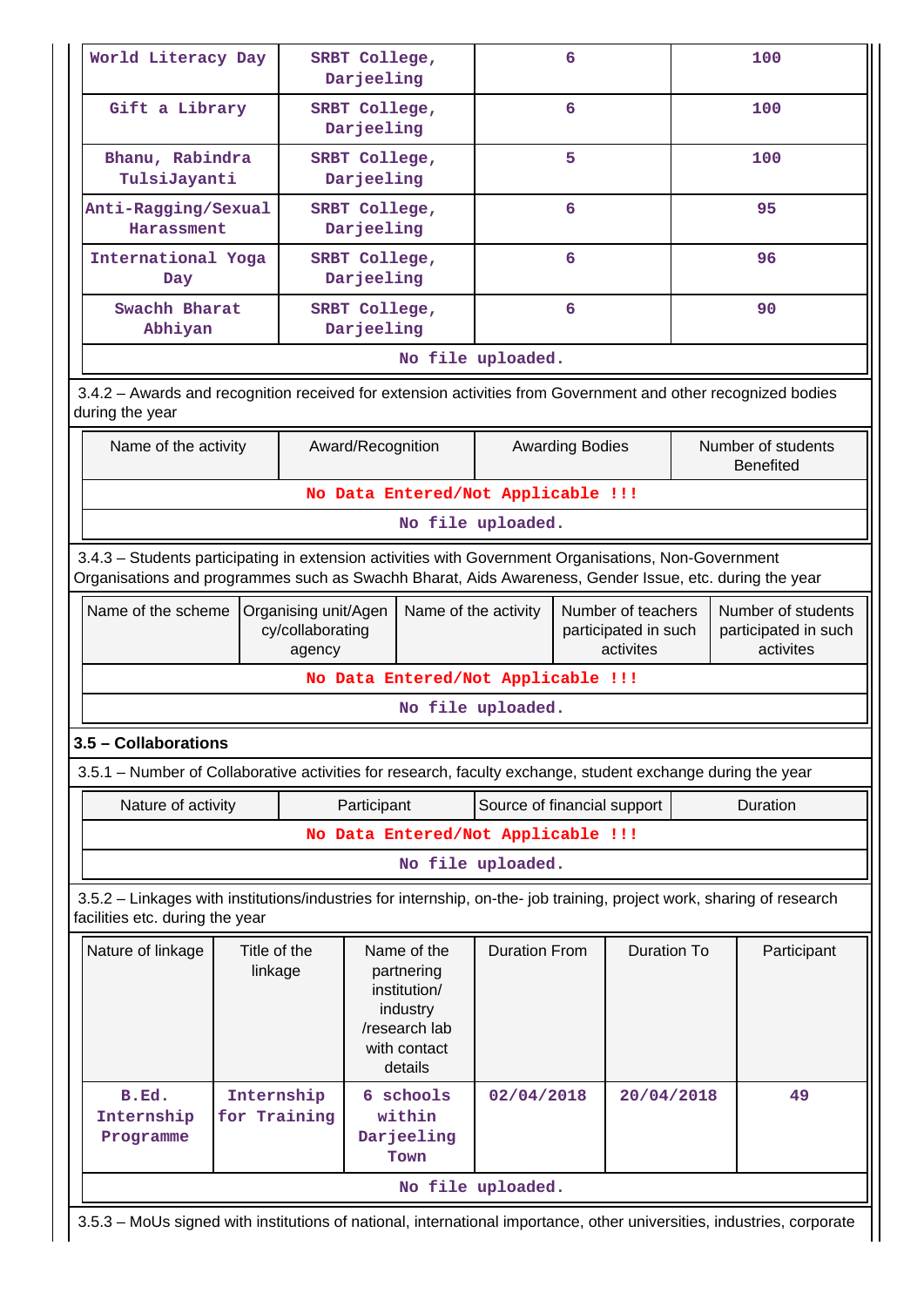| World Literacy Day | SRBT College, Darjeeling | 6 | 100 |
|---|---|---|---|
| Gift a Library | SRBT College, Darjeeling | 6 | 100 |
| Bhanu, Rabindra TulsiJayanti | SRBT College, Darjeeling | 5 | 100 |
| Anti-Ragging/Sexual Harassment | SRBT College, Darjeeling | 6 | 95 |
| International Yoga Day | SRBT College, Darjeeling | 6 | 96 |
| Swachh Bharat Abhiyan | SRBT College, Darjeeling | 6 | 90 |

No file uploaded.

3.4.2 – Awards and recognition received for extension activities from Government and other recognized bodies during the year

| Name of the activity | Award/Recognition | Awarding Bodies | Number of students Benefited |
|---|---|---|---|
| No Data Entered/Not Applicable !!! | | | |

No file uploaded.

3.4.3 – Students participating in extension activities with Government Organisations, Non-Government Organisations and programmes such as Swachh Bharat, Aids Awareness, Gender Issue, etc. during the year

| Name of the scheme | Organising unit/Agency/collaborating agency | Name of the activity | Number of teachers participated in such activites | Number of students participated in such activites |
|---|---|---|---|---|
| No Data Entered/Not Applicable !!! | | | | |

No file uploaded.

### 3.5 – Collaborations

3.5.1 – Number of Collaborative activities for research, faculty exchange, student exchange during the year

| Nature of activity | Participant | Source of financial support | Duration |
|---|---|---|---|
| No Data Entered/Not Applicable !!! | | | |

No file uploaded.

3.5.2 – Linkages with institutions/industries for internship, on-the- job training, project work, sharing of research facilities etc. during the year

| Nature of linkage | Title of the linkage | Name of the partnering institution/ industry /research lab with contact details | Duration From | Duration To | Participant |
|---|---|---|---|---|---|
| B.Ed. Internship Programme | Internship for Training | 6 schools within Darjeeling Town | 02/04/2018 | 20/04/2018 | 49 |

No file uploaded.

3.5.3 – MoUs signed with institutions of national, international importance, other universities, industries, corporate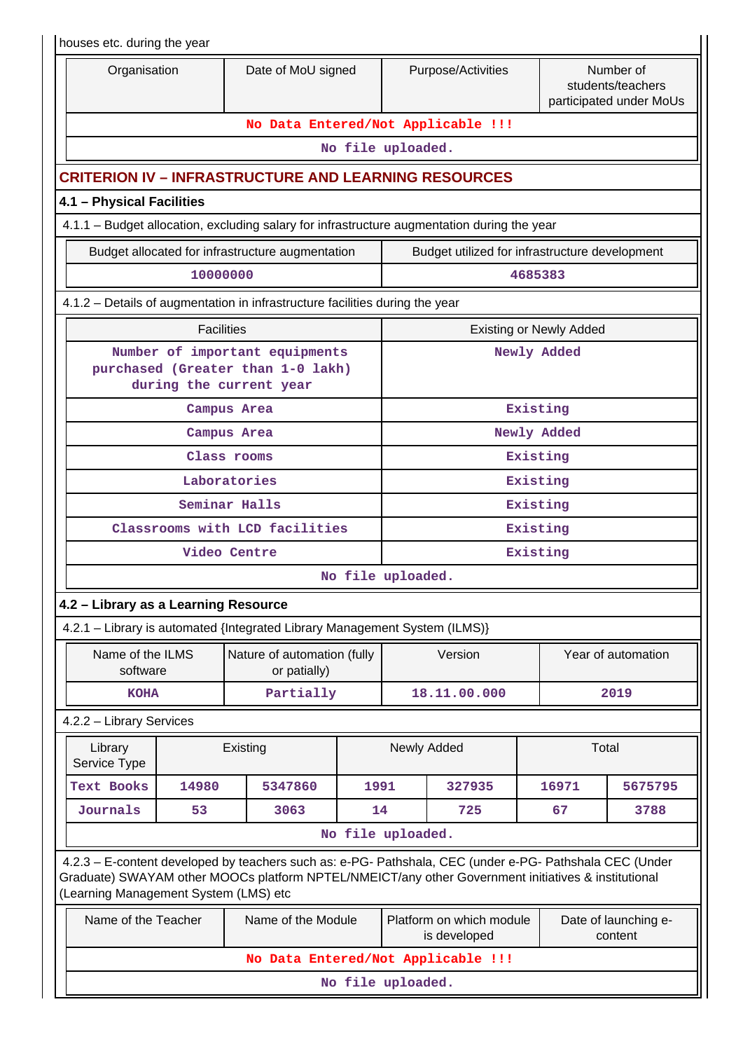houses etc. during the year

| Organisation | Date of MoU signed | Purpose/Activities | Number of students/teachers participated under MoUs |
|---|---|---|---|
| No Data Entered/Not Applicable !!! | | | |
| No file uploaded. | | | |

## CRITERION IV – INFRASTRUCTURE AND LEARNING RESOURCES

### 4.1 – Physical Facilities

4.1.1 – Budget allocation, excluding salary for infrastructure augmentation during the year

| Budget allocated for infrastructure augmentation | Budget utilized for infrastructure development |
|---|---|
| 10000000 | 4685383 |

4.1.2 – Details of augmentation in infrastructure facilities during the year

| Facilities | Existing or Newly Added |
|---|---|
| Number of important equipments purchased (Greater than 1-0 lakh) during the current year | Newly Added |
| Campus Area | Existing |
| Campus Area | Newly Added |
| Class rooms | Existing |
| Laboratories | Existing |
| Seminar Halls | Existing |
| Classrooms with LCD facilities | Existing |
| Video Centre | Existing |
| No file uploaded. | |

### 4.2 – Library as a Learning Resource

4.2.1 – Library is automated {Integrated Library Management System (ILMS)}

| Name of the ILMS software | Nature of automation (fully or patially) | Version | Year of automation |
|---|---|---|---|
| KOHA | Partially | 18.11.00.000 | 2019 |

4.2.2 – Library Services

| Library Service Type | Existing | | Newly Added | | Total | |
|---|---|---|---|---|---|---|
| Text Books | 14980 | 5347860 | 1991 | 327935 | 16971 | 5675795 |
| Journals | 53 | 3063 | 14 | 725 | 67 | 3788 |
| No file uploaded. | | | | | | |

4.2.3 – E-content developed by teachers such as: e-PG- Pathshala, CEC (under e-PG- Pathshala CEC (Under Graduate) SWAYAM other MOOCs platform NPTEL/NMEICT/any other Government initiatives & institutional (Learning Management System (LMS) etc

| Name of the Teacher | Name of the Module | Platform on which module is developed | Date of launching e-content |
|---|---|---|---|
| No Data Entered/Not Applicable !!! | | | |
| No file uploaded. | | | |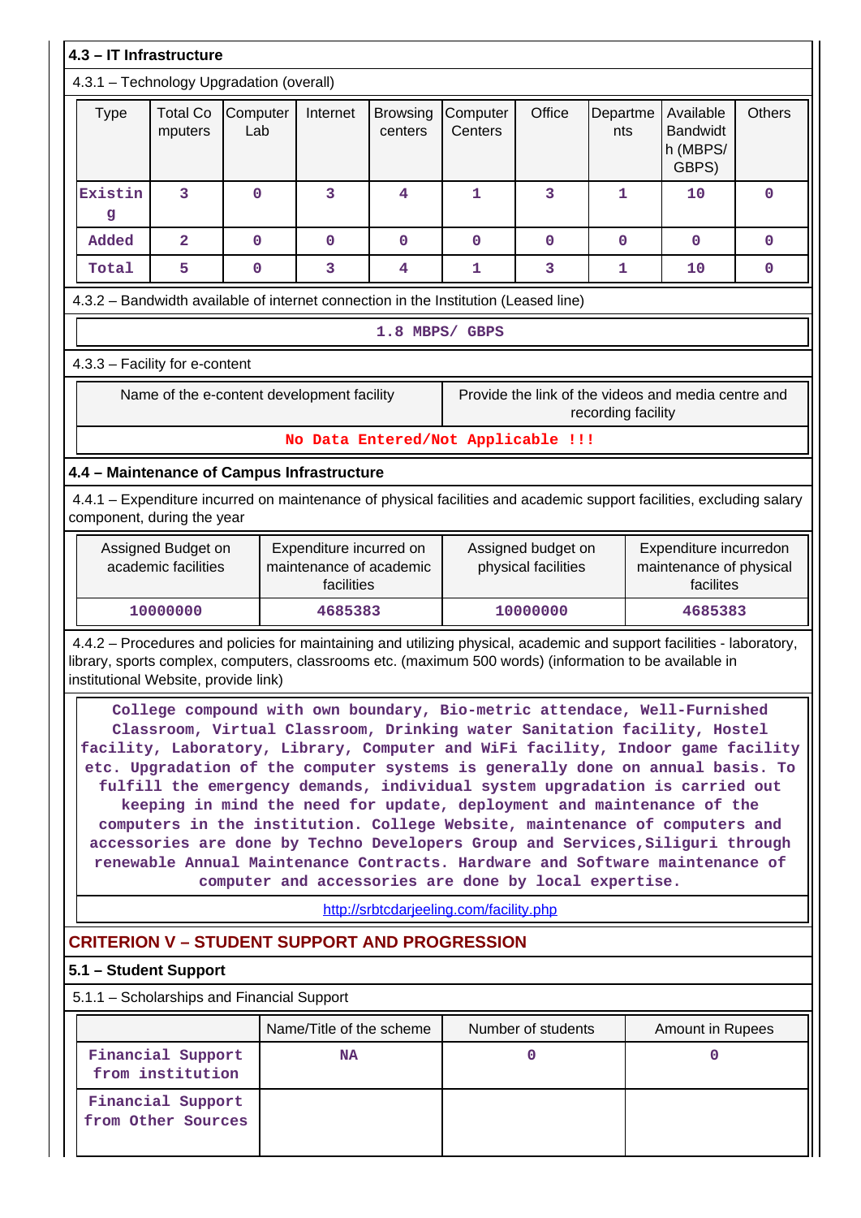### 4.3 – IT Infrastructure

4.3.1 – Technology Upgradation (overall)

| Type | Total Computers | Computer Lab | Internet | Browsing centers | Computer Centers | Office | Departments | Available Bandwidth (MBPS/ GBPS) | Others |
|---|---|---|---|---|---|---|---|---|---|
| Existing | 3 | 0 | 3 | 4 | 1 | 3 | 1 | 10 | 0 |
| Added | 2 | 0 | 0 | 0 | 0 | 0 | 0 | 0 | 0 |
| Total | 5 | 0 | 3 | 4 | 1 | 3 | 1 | 10 | 0 |

4.3.2 – Bandwidth available of internet connection in the Institution (Leased line)

1.8 MBPS/ GBPS

4.3.3 – Facility for e-content

| Name of the e-content development facility | Provide the link of the videos and media centre and recording facility |
|---|---|
| No Data Entered/Not Applicable !!! | |

### 4.4 – Maintenance of Campus Infrastructure

4.4.1 – Expenditure incurred on maintenance of physical facilities and academic support facilities, excluding salary component, during the year

| Assigned Budget on academic facilities | Expenditure incurred on maintenance of academic facilities | Assigned budget on physical facilities | Expenditure incurredon maintenance of physical facilites |
|---|---|---|---|
| 10000000 | 4685383 | 10000000 | 4685383 |

4.4.2 – Procedures and policies for maintaining and utilizing physical, academic and support facilities - laboratory, library, sports complex, computers, classrooms etc. (maximum 500 words) (information to be available in institutional Website, provide link)

College compound with own boundary, Bio-metric attendace, Well-Furnished Classroom, Virtual Classroom, Drinking water Sanitation facility, Hostel facility, Laboratory, Library, Computer and WiFi facility, Indoor game facility etc. Upgradation of the computer systems is generally done on annual basis. To fulfill the emergency demands, individual system upgradation is carried out keeping in mind the need for update, deployment and maintenance of the computers in the institution. College Website, maintenance of computers and accessories are done by Techno Developers Group and Services,Siliguri through renewable Annual Maintenance Contracts. Hardware and Software maintenance of computer and accessories are done by local expertise.

http://srbtcdarjeeling.com/facility.php

## CRITERION V – STUDENT SUPPORT AND PROGRESSION

### 5.1 – Student Support

5.1.1 – Scholarships and Financial Support

| | Name/Title of the scheme | Number of students | Amount in Rupees |
|---|---|---|---|
| Financial Support from institution | NA | 0 | 0 |
| Financial Support from Other Sources | | | |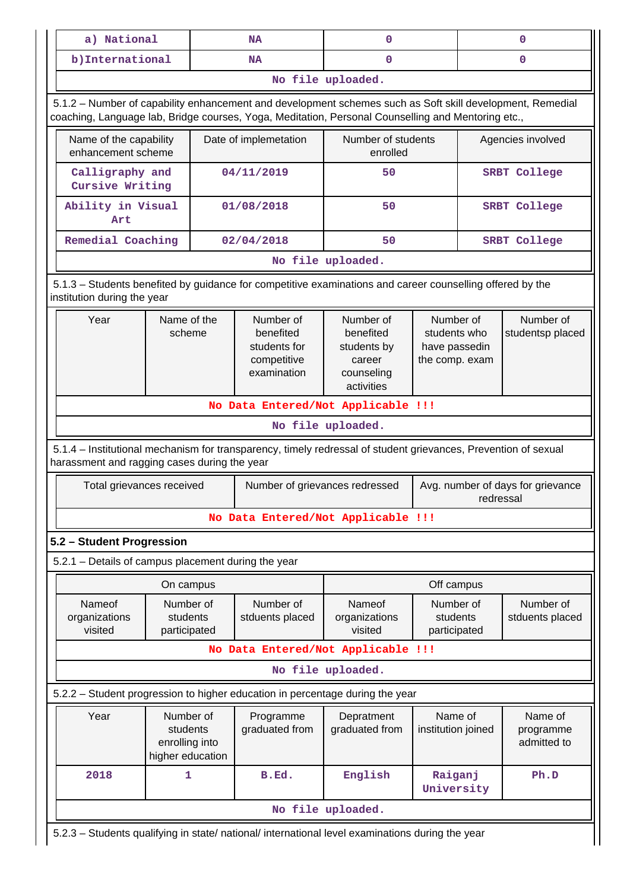| a) National | NA | 0 | 0 |
|---|---|---|---|
| b)International | NA | 0 | 0 |
| No file uploaded. | | | |

5.1.2 – Number of capability enhancement and development schemes such as Soft skill development, Remedial coaching, Language lab, Bridge courses, Yoga, Meditation, Personal Counselling and Mentoring etc.,

| Name of the capability enhancement scheme | Date of implemetation | Number of students enrolled | Agencies involved |
|---|---|---|---|
| Calligraphy and Cursive Writing | 04/11/2019 | 50 | SRBT College |
| Ability in Visual Art | 01/08/2018 | 50 | SRBT College |
| Remedial Coaching | 02/04/2018 | 50 | SRBT College |
| No file uploaded. | | | |

5.1.3 – Students benefited by guidance for competitive examinations and career counselling offered by the institution during the year

| Year | Name of the scheme | Number of benefited students for competitive examination | Number of benefited students by career counseling activities | Number of students who have passedin the comp. exam | Number of studentsp placed |
|---|---|---|---|---|---|
| No Data Entered/Not Applicable !!! | | | | | |
| No file uploaded. | | | | | |

5.1.4 – Institutional mechanism for transparency, timely redressal of student grievances, Prevention of sexual harassment and ragging cases during the year

| Total grievances received | Number of grievances redressed | Avg. number of days for grievance redressal |
|---|---|---|
| No Data Entered/Not Applicable !!! | | |

## 5.2 – Student Progression

5.2.1 – Details of campus placement during the year

| On campus | | | Off campus | | |
|---|---|---|---|---|---|
| Nameof organizations visited | Number of students participated | Number of stduents placed | Nameof organizations visited | Number of students participated | Number of stduents placed |
| No Data Entered/Not Applicable !!! | | | | | |
| No file uploaded. | | | | | |

5.2.2 – Student progression to higher education in percentage during the year

| Year | Number of students enrolling into higher education | Programme graduated from | Depratment graduated from | Name of institution joined | Name of programme admitted to |
|---|---|---|---|---|---|
| 2018 | 1 | B.Ed. | English | Raiganj University | Ph.D |
| No file uploaded. | | | | | |

5.2.3 – Students qualifying in state/ national/ international level examinations during the year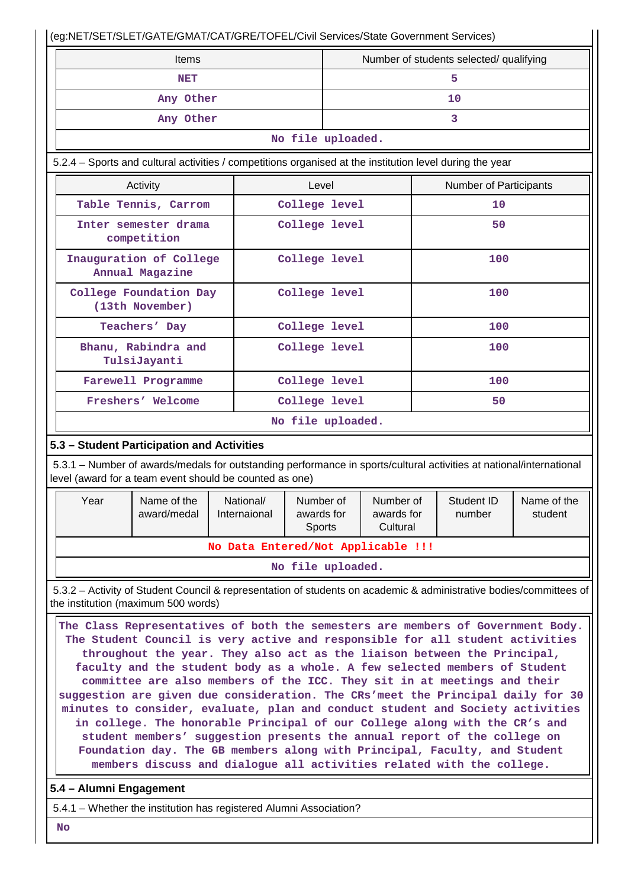(eg:NET/SET/SLET/GATE/GMAT/CAT/GRE/TOFEL/Civil Services/State Government Services)

| Items | Number of students selected/ qualifying |
|---|---|
| NET | 5 |
| Any Other | 10 |
| Any Other | 3 |
| No file uploaded. | |

5.2.4 – Sports and cultural activities / competitions organised at the institution level during the year

| Activity | Level | Number of Participants |
|---|---|---|
| Table Tennis, Carrom | College level | 10 |
| Inter semester drama competition | College level | 50 |
| Inauguration of College Annual Magazine | College level | 100 |
| College Foundation Day (13th November) | College level | 100 |
| Teachers' Day | College level | 100 |
| Bhanu, Rabindra and TulsiJayanti | College level | 100 |
| Farewell Programme | College level | 100 |
| Freshers' Welcome | College level | 50 |
| No file uploaded. | | |

## 5.3 – Student Participation and Activities

5.3.1 – Number of awards/medals for outstanding performance in sports/cultural activities at national/international level (award for a team event should be counted as one)

| Year | Name of the award/medal | National/ Internaional | Number of awards for Sports | Number of awards for Cultural | Student ID number | Name of the student |
|---|---|---|---|---|---|---|
| No Data Entered/Not Applicable !!! | | | | | | |
| No file uploaded. | | | | | | |

5.3.2 – Activity of Student Council & representation of students on academic & administrative bodies/committees of the institution (maximum 500 words)

The Class Representatives of both the semesters are members of Government Body. The Student Council is very active and responsible for all student activities throughout the year. They also act as the liaison between the Principal, faculty and the student body as a whole. A few selected members of Student committee are also members of the ICC. They sit in at meetings and their suggestion are given due consideration. The CRs'meet the Principal daily for 30 minutes to consider, evaluate, plan and conduct student and Society activities in college. The honorable Principal of our College along with the CR's and student members' suggestion presents the annual report of the college on Foundation day. The GB members along with Principal, Faculty, and Student members discuss and dialogue all activities related with the college.

## 5.4 – Alumni Engagement

5.4.1 – Whether the institution has registered Alumni Association?

No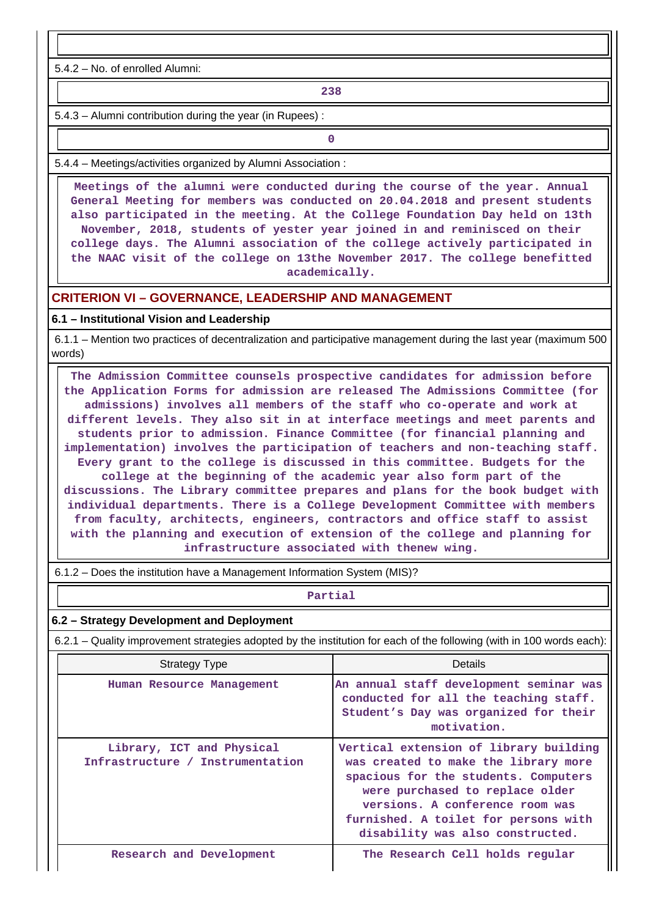5.4.2 – No. of enrolled Alumni:

238

5.4.3 – Alumni contribution during the year (in Rupees) :

0

5.4.4 – Meetings/activities organized by Alumni Association :

Meetings of the alumni were conducted during the course of the year. Annual General Meeting for members was conducted on 20.04.2018 and present students also participated in the meeting. At the College Foundation Day held on 13th November, 2018, students of yester year joined in and reminisced on their college days. The Alumni association of the college actively participated in the NAAC visit of the college on 13the November 2017. The college benefitted academically.

## CRITERION VI – GOVERNANCE, LEADERSHIP AND MANAGEMENT

### 6.1 – Institutional Vision and Leadership

6.1.1 – Mention two practices of decentralization and participative management during the last year (maximum 500 words)

The Admission Committee counsels prospective candidates for admission before the Application Forms for admission are released The Admissions Committee (for admissions) involves all members of the staff who co-operate and work at different levels. They also sit in at interface meetings and meet parents and students prior to admission. Finance Committee (for financial planning and implementation) involves the participation of teachers and non-teaching staff. Every grant to the college is discussed in this committee. Budgets for the college at the beginning of the academic year also form part of the discussions. The Library committee prepares and plans for the book budget with individual departments. There is a College Development Committee with members from faculty, architects, engineers, contractors and office staff to assist with the planning and execution of extension of the college and planning for infrastructure associated with thenew wing.

6.1.2 – Does the institution have a Management Information System (MIS)?

Partial

### 6.2 – Strategy Development and Deployment

6.2.1 – Quality improvement strategies adopted by the institution for each of the following (with in 100 words each):

| Strategy Type | Details |
|---|---|
| Human Resource Management | An annual staff development seminar was conducted for all the teaching staff. Student's Day was organized for their motivation. |
| Library, ICT and Physical Infrastructure / Instrumentation | Vertical extension of library building was created to make the library more spacious for the students. Computers were purchased to replace older versions. A conference room was furnished. A toilet for persons with disability was also constructed. |
| Research and Development | The Research Cell holds regular |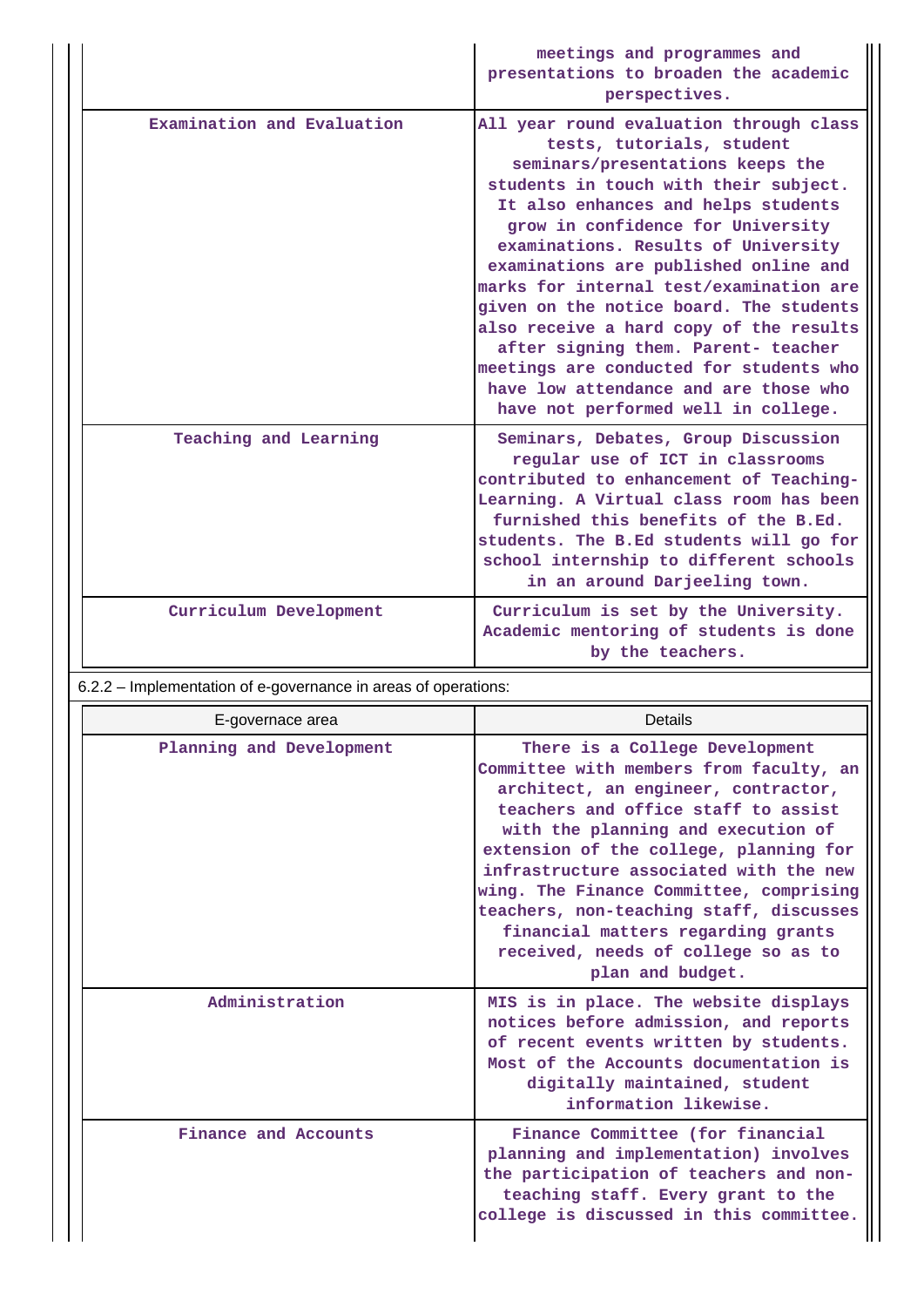| | |
|---|---|
| | meetings and programmes and presentations to broaden the academic perspectives. |
| Examination and Evaluation | All year round evaluation through class tests, tutorials, student seminars/presentations keeps the students in touch with their subject. It also enhances and helps students grow in confidence for University examinations. Results of University examinations are published online and marks for internal test/examination are given on the notice board. The students also receive a hard copy of the results after signing them. Parent- teacher meetings are conducted for students who have low attendance and are those who have not performed well in college. |
| Teaching and Learning | Seminars, Debates, Group Discussion regular use of ICT in classrooms contributed to enhancement of Teaching-Learning. A Virtual class room has been furnished this benefits of the B.Ed. students. The B.Ed students will go for school internship to different schools in an around Darjeeling town. |
| Curriculum Development | Curriculum is set by the University. Academic mentoring of students is done by the teachers. |

6.2.2 – Implementation of e-governance in areas of operations:

| E-governace area | Details |
|---|---|
| Planning and Development | There is a College Development Committee with members from faculty, an architect, an engineer, contractor, teachers and office staff to assist with the planning and execution of extension of the college, planning for infrastructure associated with the new wing. The Finance Committee, comprising teachers, non-teaching staff, discusses financial matters regarding grants received, needs of college so as to plan and budget. |
| Administration | MIS is in place. The website displays notices before admission, and reports of recent events written by students. Most of the Accounts documentation is digitally maintained, student information likewise. |
| Finance and Accounts | Finance Committee (for financial planning and implementation) involves the participation of teachers and non-teaching staff. Every grant to the college is discussed in this committee. |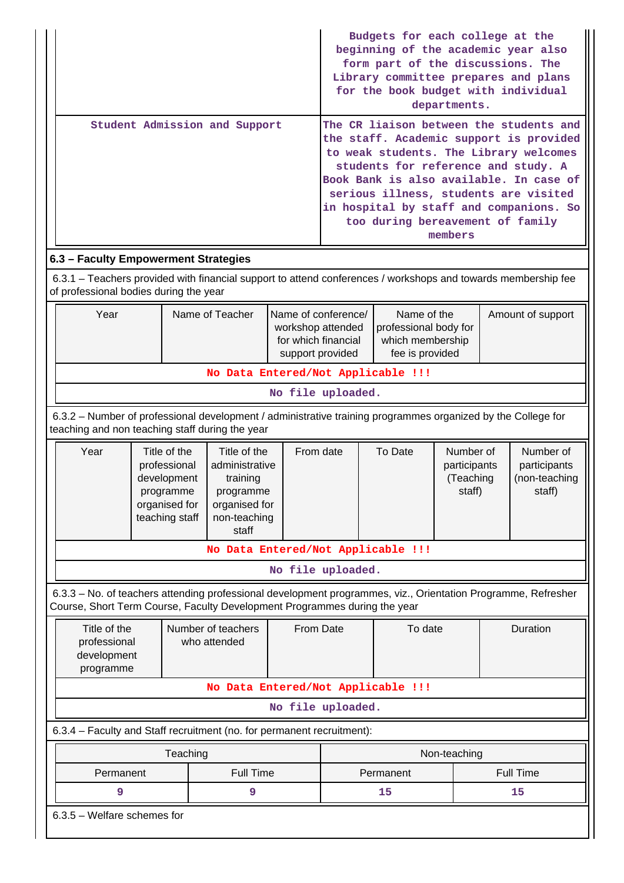| | |
|---|---|
| | Budgets for each college at the beginning of the academic year also form part of the discussions. The Library committee prepares and plans for the book budget with individual departments. |
| Student Admission and Support | The CR liaison between the students and the staff. Academic support is provided to weak students. The Library welcomes students for reference and study. A Book Bank is also available. In case of serious illness, students are visited in hospital by staff and companions. So too during bereavement of family members |

## 6.3 – Faculty Empowerment Strategies

6.3.1 – Teachers provided with financial support to attend conferences / workshops and towards membership fee of professional bodies during the year

| Year | Name of Teacher | Name of conference/ workshop attended for which financial support provided | Name of the professional body for which membership fee is provided | Amount of support |
|---|---|---|---|---|
| No Data Entered/Not Applicable !!! | | | | |
| No file uploaded. | | | | |

6.3.2 – Number of professional development / administrative training programmes organized by the College for teaching and non teaching staff during the year

| Year | Title of the professional development programme organised for teaching staff | Title of the administrative training programme organised for non-teaching staff | From date | To Date | Number of participants (Teaching staff) | Number of participants (non-teaching staff) |
|---|---|---|---|---|---|---|
| No Data Entered/Not Applicable !!! | | | | | | |
| No file uploaded. | | | | | | |

6.3.3 – No. of teachers attending professional development programmes, viz., Orientation Programme, Refresher Course, Short Term Course, Faculty Development Programmes during the year

| Title of the professional development programme | Number of teachers who attended | From Date | To date | Duration |
|---|---|---|---|---|
| No Data Entered/Not Applicable !!! | | | | |
| No file uploaded. | | | | |

6.3.4 – Faculty and Staff recruitment (no. for permanent recruitment):

| Teaching | | Non-teaching | |
|---|---|---|---|
| Permanent | Full Time | Permanent | Full Time |
| 9 | 9 | 15 | 15 |

6.3.5 – Welfare schemes for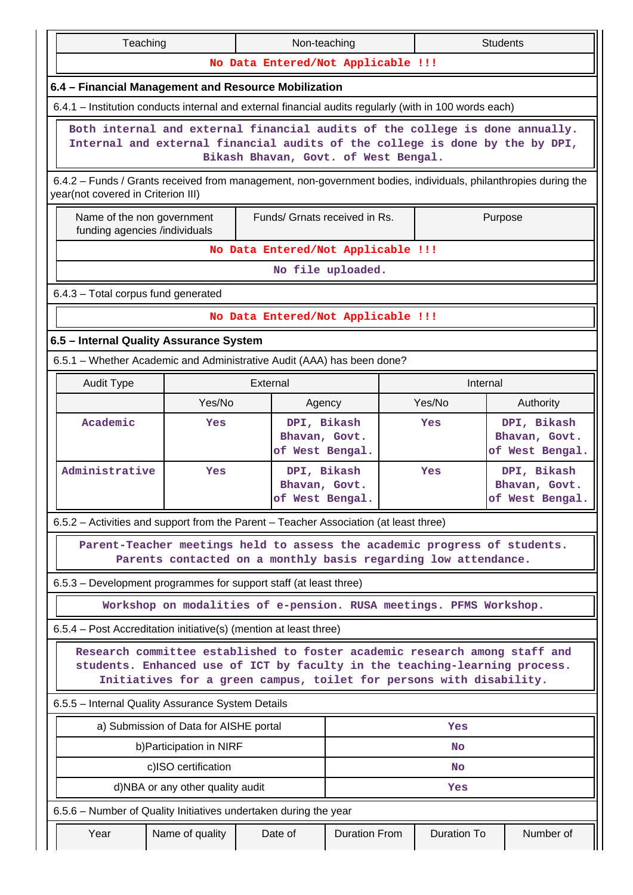| Teaching | Non-teaching | Students |
|---|---|---|
| No Data Entered/Not Applicable !!! | | |

### 6.4 – Financial Management and Resource Mobilization

6.4.1 – Institution conducts internal and external financial audits regularly (with in 100 words each)

Both internal and external financial audits of the college is done annually. Internal and external financial audits of the college is done by the by DPI, Bikash Bhavan, Govt. of West Bengal.

6.4.2 – Funds / Grants received from management, non-government bodies, individuals, philanthropies during the year(not covered in Criterion III)

| Name of the non government funding agencies /individuals | Funds/ Grnats received in Rs. | Purpose |
|---|---|---|
| No Data Entered/Not Applicable !!! | | |

No file uploaded.

6.4.3 – Total corpus fund generated

No Data Entered/Not Applicable !!!

### 6.5 – Internal Quality Assurance System

6.5.1 – Whether Academic and Administrative Audit (AAA) has been done?

| Audit Type | External | | Internal | |
|---|---|---|---|---|
| | Yes/No | Agency | Yes/No | Authority |
| Academic | Yes | DPI, Bikash Bhavan, Govt. of West Bengal. | Yes | DPI, Bikash Bhavan, Govt. of West Bengal. |
| Administrative | Yes | DPI, Bikash Bhavan, Govt. of West Bengal. | Yes | DPI, Bikash Bhavan, Govt. of West Bengal. |

6.5.2 – Activities and support from the Parent – Teacher Association (at least three)

Parent-Teacher meetings held to assess the academic progress of students. Parents contacted on a monthly basis regarding low attendance.

6.5.3 – Development programmes for support staff (at least three)

Workshop on modalities of e-pension. RUSA meetings. PFMS Workshop.

6.5.4 – Post Accreditation initiative(s) (mention at least three)

Research committee established to foster academic research among staff and students. Enhanced use of ICT by faculty in the teaching-learning process. Initiatives for a green campus, toilet for persons with disability.

6.5.5 – Internal Quality Assurance System Details

| | |
|---|---|
| a) Submission of Data for AISHE portal | Yes |
| b)Participation in NIRF | No |
| c)ISO certification | No |
| d)NBA or any other quality audit | Yes |

6.5.6 – Number of Quality Initiatives undertaken during the year

| Year | Name of quality | Date of | Duration From | Duration To | Number of |
|---|---|---|---|---|---|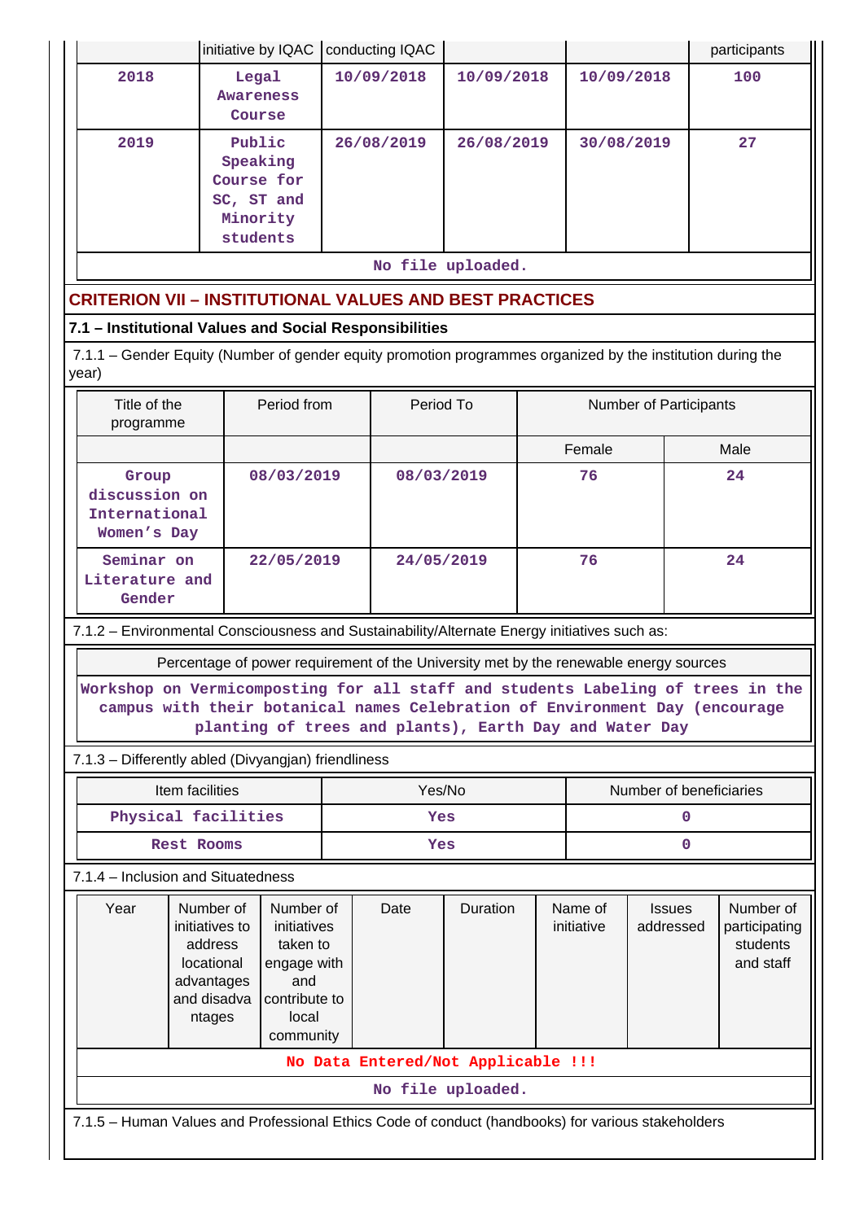| | initiative by IQAC | conducting IQAC | | | participants |
|---|---|---|---|---|---|
| 2018 | Legal Awareness Course | 10/09/2018 | 10/09/2018 | 10/09/2018 | 100 |
| 2019 | Public Speaking Course for SC, ST and Minority students | 26/08/2019 | 26/08/2019 | 30/08/2019 | 27 |

No file uploaded.

## CRITERION VII – INSTITUTIONAL VALUES AND BEST PRACTICES

### 7.1 – Institutional Values and Social Responsibilities

7.1.1 – Gender Equity (Number of gender equity promotion programmes organized by the institution during the year)

| Title of the programme | Period from | Period To | Number of Participants | |
|---|---|---|---|---|
| | | | Female | Male |
| Group discussion on International Women's Day | 08/03/2019 | 08/03/2019 | 76 | 24 |
| Seminar on Literature and Gender | 22/05/2019 | 24/05/2019 | 76 | 24 |

7.1.2 – Environmental Consciousness and Sustainability/Alternate Energy initiatives such as:

| Percentage of power requirement of the University met by the renewable energy sources |
|---|
| Workshop on Vermicomposting for all staff and students Labeling of trees in the campus with their botanical names Celebration of Environment Day (encourage planting of trees and plants), Earth Day and Water Day |

7.1.3 – Differently abled (Divyangjan) friendliness

| Item facilities | Yes/No | Number of beneficiaries |
|---|---|---|
| Physical facilities | Yes | 0 |
| Rest Rooms | Yes | 0 |

7.1.4 – Inclusion and Situatedness

| Year | Number of initiatives to address locational advantages and disadvantages | Number of initiatives taken to engage with and contribute to local community | Date | Duration | Name of initiative | Issues addressed | Number of participating students and staff |
|---|---|---|---|---|---|---|---|

No Data Entered/Not Applicable !!!

No file uploaded.

7.1.5 – Human Values and Professional Ethics Code of conduct (handbooks) for various stakeholders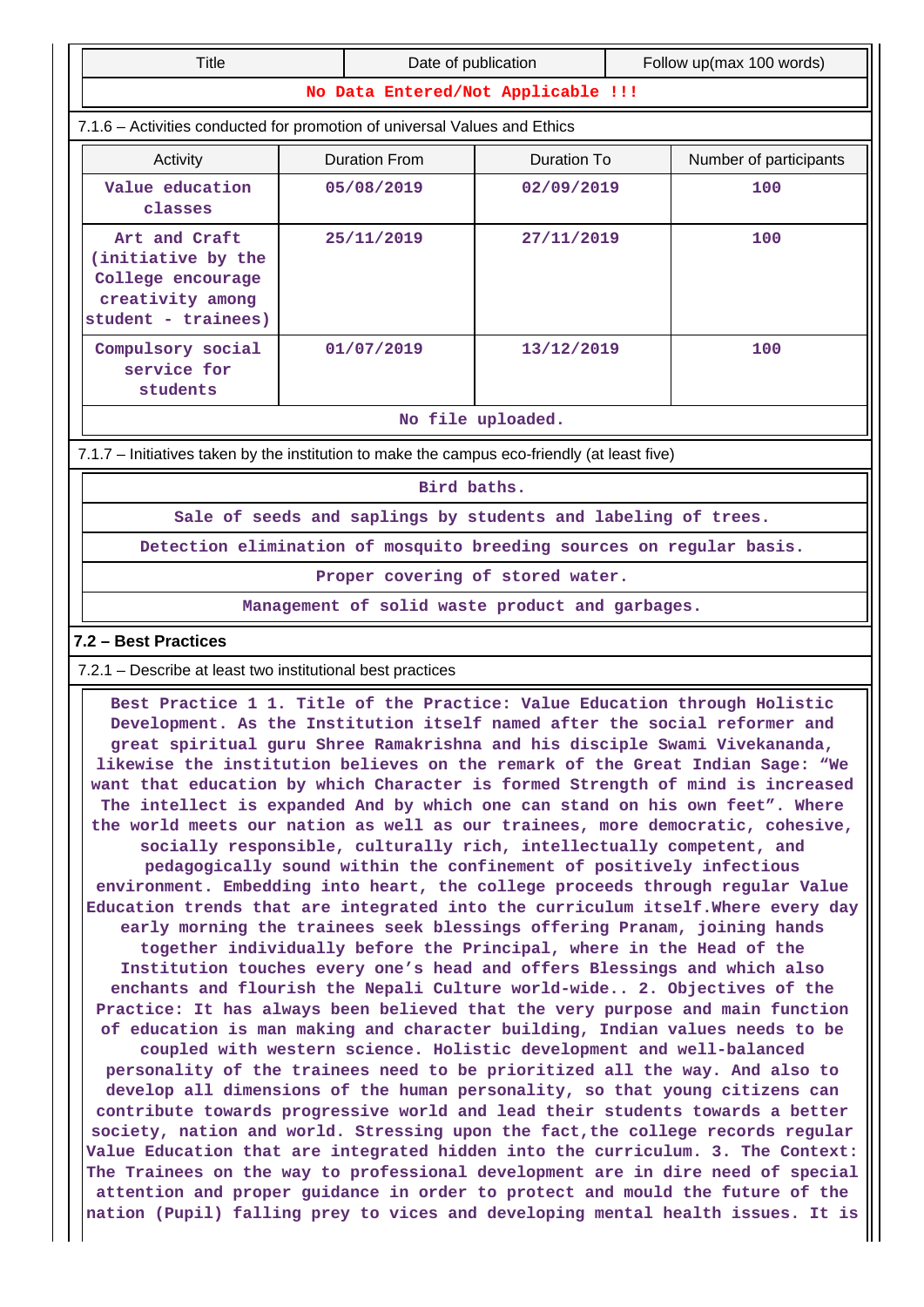| Title | Date of publication | Follow up(max 100 words) |
|---|---|---|
| No Data Entered/Not Applicable !!! | | |

7.1.6 – Activities conducted for promotion of universal Values and Ethics

| Activity | Duration From | Duration To | Number of participants |
|---|---|---|---|
| Value education classes | 05/08/2019 | 02/09/2019 | 100 |
| Art and Craft (initiative by the College encourage creativity among student - trainees) | 25/11/2019 | 27/11/2019 | 100 |
| Compulsory social service for students | 01/07/2019 | 13/12/2019 | 100 |

No file uploaded.

7.1.7 – Initiatives taken by the institution to make the campus eco-friendly (at least five)

| |
|---|
| Bird baths. |
| Sale of seeds and saplings by students and labeling of trees. |
| Detection elimination of mosquito breeding sources on regular basis. |
| Proper covering of stored water. |
| Management of solid waste product and garbages. |

## 7.2 – Best Practices

7.2.1 – Describe at least two institutional best practices

Best Practice 1 1. Title of the Practice: Value Education through Holistic Development. As the Institution itself named after the social reformer and great spiritual guru Shree Ramakrishna and his disciple Swami Vivekananda, likewise the institution believes on the remark of the Great Indian Sage: “We want that education by which Character is formed Strength of mind is increased The intellect is expanded And by which one can stand on his own feet”. Where the world meets our nation as well as our trainees, more democratic, cohesive, socially responsible, culturally rich, intellectually competent, and pedagogically sound within the confinement of positively infectious environment. Embedding into heart, the college proceeds through regular Value Education trends that are integrated into the curriculum itself.Where every day early morning the trainees seek blessings offering Pranam, joining hands together individually before the Principal, where in the Head of the Institution touches every one’s head and offers Blessings and which also enchants and flourish the Nepali Culture world-wide.. 2. Objectives of the Practice: It has always been believed that the very purpose and main function of education is man making and character building, Indian values needs to be coupled with western science. Holistic development and well-balanced personality of the trainees need to be prioritized all the way. And also to develop all dimensions of the human personality, so that young citizens can contribute towards progressive world and lead their students towards a better society, nation and world. Stressing upon the fact,the college records regular Value Education that are integrated hidden into the curriculum. 3. The Context: The Trainees on the way to professional development are in dire need of special attention and proper guidance in order to protect and mould the future of the nation (Pupil) falling prey to vices and developing mental health issues. It is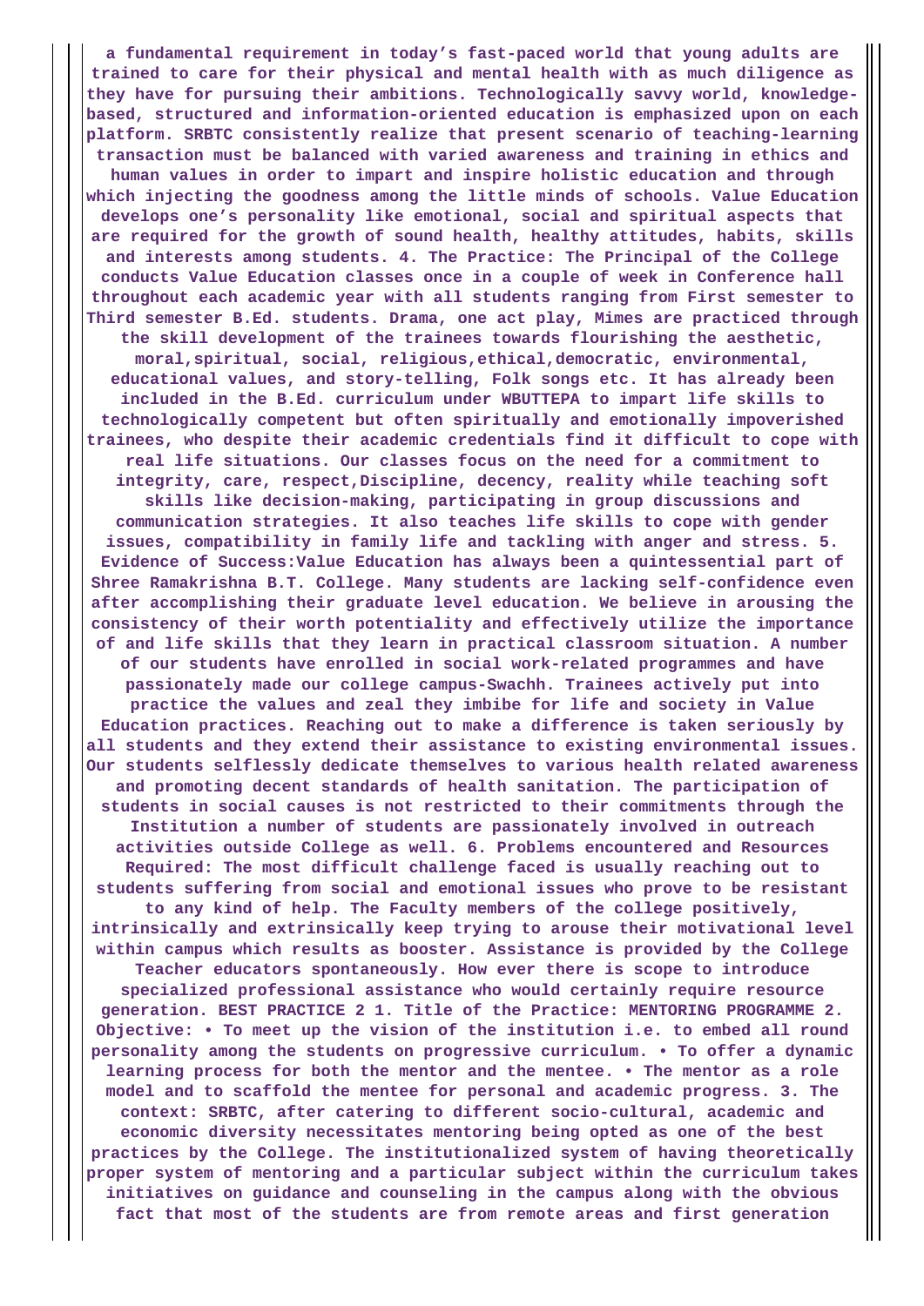**a fundamental requirement in today's fast-paced world that young adults are trained to care for their physical and mental health with as much diligence as they have for pursuing their ambitions. Technologically savvy world, knowledge-based, structured and information-oriented education is emphasized upon on each platform. SRBTC consistently realize that present scenario of teaching-learning transaction must be balanced with varied awareness and training in ethics and human values in order to impart and inspire holistic education and through which injecting the goodness among the little minds of schools. Value Education develops one's personality like emotional, social and spiritual aspects that are required for the growth of sound health, healthy attitudes, habits, skills and interests among students. 4. The Practice: The Principal of the College conducts Value Education classes once in a couple of week in Conference hall throughout each academic year with all students ranging from First semester to Third semester B.Ed. students. Drama, one act play, Mimes are practiced through the skill development of the trainees towards flourishing the aesthetic, moral,spiritual, social, religious,ethical,democratic, environmental, educational values, and story-telling, Folk songs etc. It has already been included in the B.Ed. curriculum under WBUTTEPA to impart life skills to technologically competent but often spiritually and emotionally impoverished trainees, who despite their academic credentials find it difficult to cope with real life situations. Our classes focus on the need for a commitment to integrity, care, respect,Discipline, decency, reality while teaching soft skills like decision-making, participating in group discussions and communication strategies. It also teaches life skills to cope with gender issues, compatibility in family life and tackling with anger and stress. 5. Evidence of Success:Value Education has always been a quintessential part of Shree Ramakrishna B.T. College. Many students are lacking self-confidence even after accomplishing their graduate level education. We believe in arousing the consistency of their worth potentiality and effectively utilize the importance of and life skills that they learn in practical classroom situation. A number of our students have enrolled in social work-related programmes and have passionately made our college campus-Swachh. Trainees actively put into practice the values and zeal they imbibe for life and society in Value Education practices. Reaching out to make a difference is taken seriously by all students and they extend their assistance to existing environmental issues. Our students selflessly dedicate themselves to various health related awareness and promoting decent standards of health sanitation. The participation of students in social causes is not restricted to their commitments through the Institution a number of students are passionately involved in outreach activities outside College as well. 6. Problems encountered and Resources Required: The most difficult challenge faced is usually reaching out to students suffering from social and emotional issues who prove to be resistant to any kind of help. The Faculty members of the college positively, intrinsically and extrinsically keep trying to arouse their motivational level within campus which results as booster. Assistance is provided by the College Teacher educators spontaneously. How ever there is scope to introduce specialized professional assistance who would certainly require resource generation. BEST PRACTICE 2 1. Title of the Practice: MENTORING PROGRAMME 2. Objective: • To meet up the vision of the institution i.e. to embed all round personality among the students on progressive curriculum. • To offer a dynamic learning process for both the mentor and the mentee. • The mentor as a role model and to scaffold the mentee for personal and academic progress. 3. The context: SRBTC, after catering to different socio-cultural, academic and economic diversity necessitates mentoring being opted as one of the best practices by the College. The institutionalized system of having theoretically proper system of mentoring and a particular subject within the curriculum takes initiatives on guidance and counseling in the campus along with the obvious fact that most of the students are from remote areas and first generation**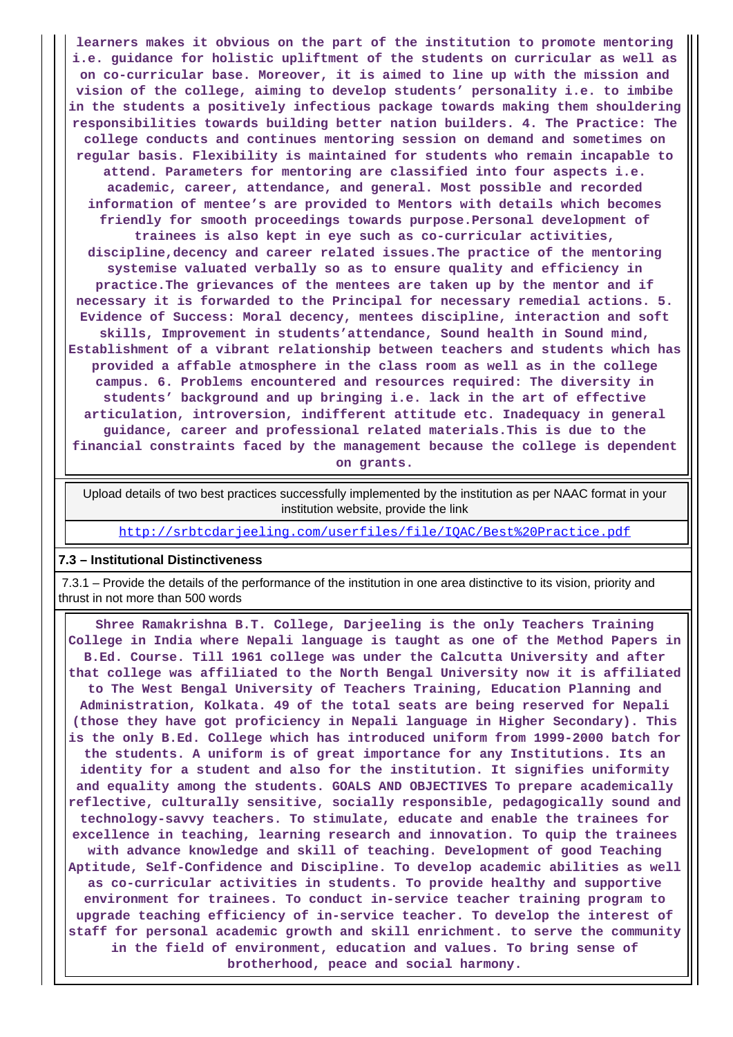**learners makes it obvious on the part of the institution to promote mentoring i.e. guidance for holistic upliftment of the students on curricular as well as on co-curricular base. Moreover, it is aimed to line up with the mission and vision of the college, aiming to develop students' personality i.e. to imbibe in the students a positively infectious package towards making them shouldering responsibilities towards building better nation builders. 4. The Practice: The college conducts and continues mentoring session on demand and sometimes on regular basis. Flexibility is maintained for students who remain incapable to attend. Parameters for mentoring are classified into four aspects i.e. academic, career, attendance, and general. Most possible and recorded information of mentee's are provided to Mentors with details which becomes friendly for smooth proceedings towards purpose.Personal development of trainees is also kept in eye such as co-curricular activities, discipline,decency and career related issues.The practice of the mentoring systemise valuated verbally so as to ensure quality and efficiency in practice.The grievances of the mentees are taken up by the mentor and if necessary it is forwarded to the Principal for necessary remedial actions. 5. Evidence of Success: Moral decency, mentees discipline, interaction and soft skills, Improvement in students'attendance, Sound health in Sound mind, Establishment of a vibrant relationship between teachers and students which has provided a affable atmosphere in the class room as well as in the college campus. 6. Problems encountered and resources required: The diversity in students' background and up bringing i.e. lack in the art of effective articulation, introversion, indifferent attitude etc. Inadequacy in general guidance, career and professional related materials.This is due to the financial constraints faced by the management because the college is dependent on grants.**

| Upload details of two best practices successfully implemented by the institution as per NAAC format in your institution website, provide the link |
|---|
| http://srbtcdarjeeling.com/userfiles/file/IQAC/Best%20Practice.pdf |

**7.3 – Institutional Distinctiveness**

7.3.1 – Provide the details of the performance of the institution in one area distinctive to its vision, priority and thrust in not more than 500 words

**Shree Ramakrishna B.T. College, Darjeeling is the only Teachers Training College in India where Nepali language is taught as one of the Method Papers in B.Ed. Course. Till 1961 college was under the Calcutta University and after that college was affiliated to the North Bengal University now it is affiliated to The West Bengal University of Teachers Training, Education Planning and Administration, Kolkata. 49 of the total seats are being reserved for Nepali (those they have got proficiency in Nepali language in Higher Secondary). This is the only B.Ed. College which has introduced uniform from 1999-2000 batch for the students. A uniform is of great importance for any Institutions. Its an identity for a student and also for the institution. It signifies uniformity and equality among the students. GOALS AND OBJECTIVES To prepare academically reflective, culturally sensitive, socially responsible, pedagogically sound and technology-savvy teachers. To stimulate, educate and enable the trainees for excellence in teaching, learning research and innovation. To quip the trainees with advance knowledge and skill of teaching. Development of good Teaching Aptitude, Self-Confidence and Discipline. To develop academic abilities as well as co-curricular activities in students. To provide healthy and supportive environment for trainees. To conduct in-service teacher training program to upgrade teaching efficiency of in-service teacher. To develop the interest of staff for personal academic growth and skill enrichment. to serve the community in the field of environment, education and values. To bring sense of brotherhood, peace and social harmony.**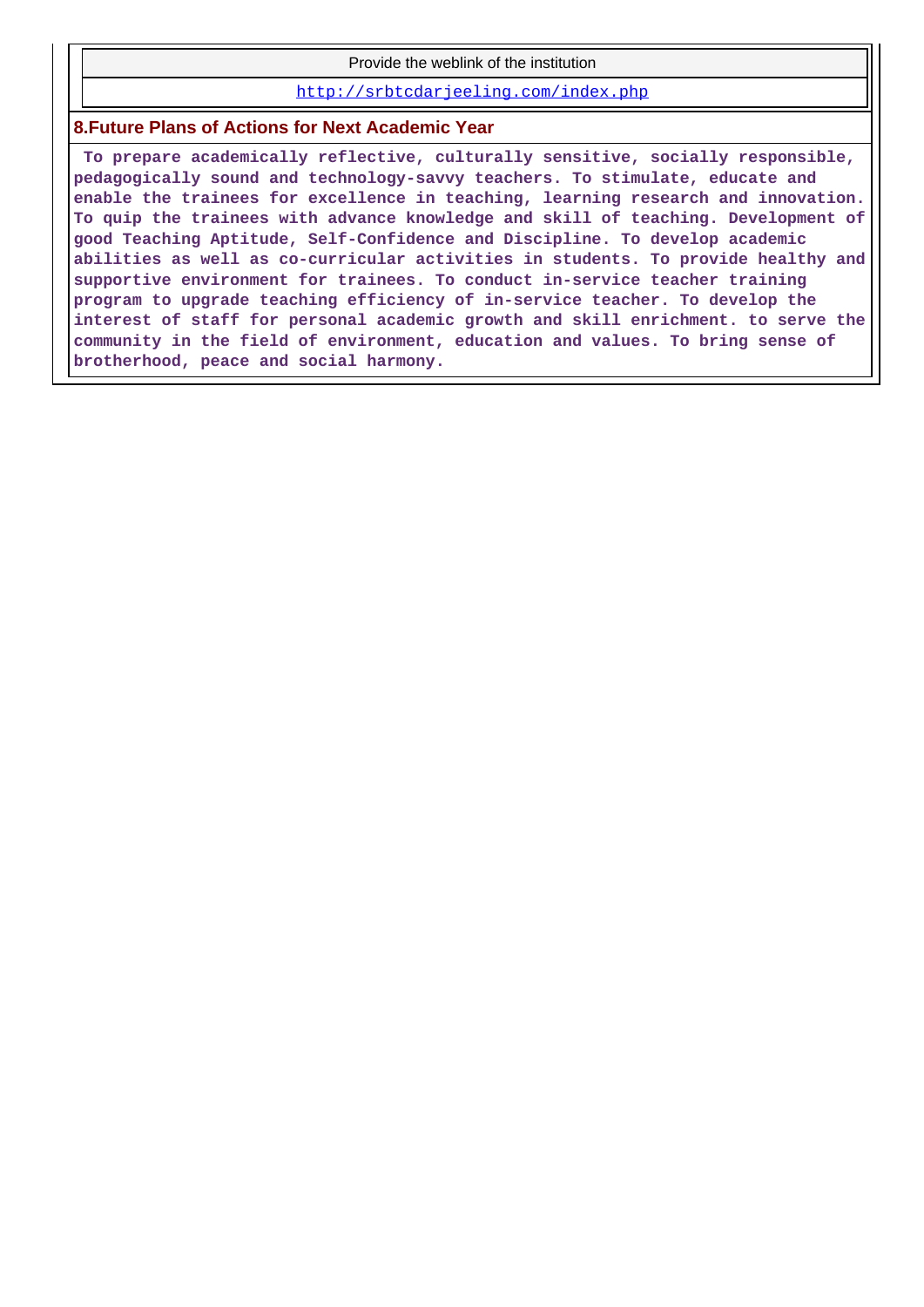| Provide the weblink of the institution |
| --- |
| http://srbtcdarjeeling.com/index.php |

## 8.Future Plans of Actions for Next Academic Year

**To prepare academically reflective, culturally sensitive, socially responsible, pedagogically sound and technology-savvy teachers. To stimulate, educate and enable the trainees for excellence in teaching, learning research and innovation. To quip the trainees with advance knowledge and skill of teaching. Development of good Teaching Aptitude, Self-Confidence and Discipline. To develop academic abilities as well as co-curricular activities in students. To provide healthy and supportive environment for trainees. To conduct in-service teacher training program to upgrade teaching efficiency of in-service teacher. To develop the interest of staff for personal academic growth and skill enrichment. to serve the community in the field of environment, education and values. To bring sense of brotherhood, peace and social harmony.**